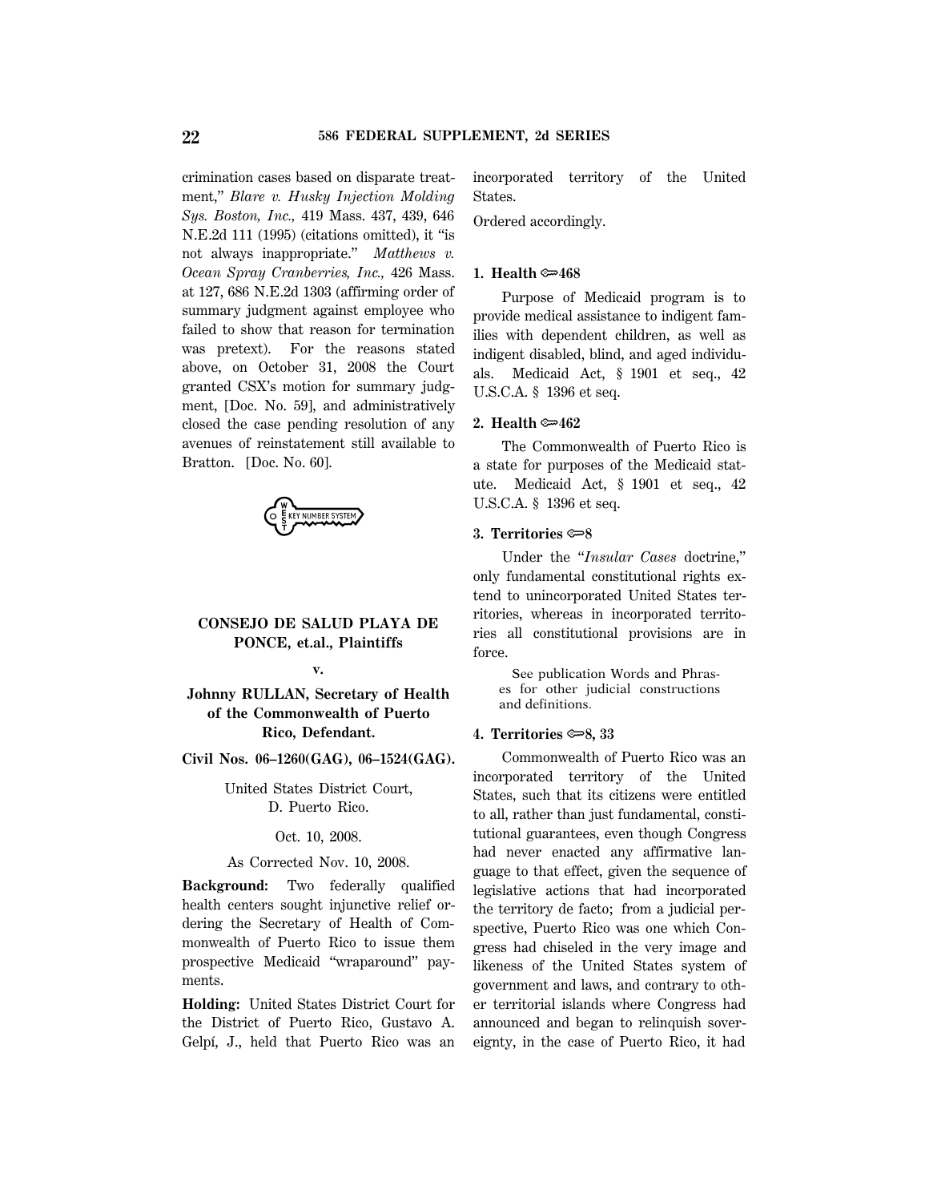crimination cases based on disparate treatment," *Blare v. Husky Injection Molding Sys. Boston, Inc.,* 419 Mass. 437, 439, 646 N.E.2d 111 (1995) (citations omitted), it "is not always inappropriate." *Matthews v. Ocean Spray Cranberries, Inc.,* 426 Mass. at 127, 686 N.E.2d 1303 (affirming order of summary judgment against employee who failed to show that reason for termination was pretext). For the reasons stated above, on October 31, 2008 the Court granted CSX's motion for summary judgment, [Doc. No. 59], and administratively closed the case pending resolution of any avenues of reinstatement still available to Bratton. [Doc. No. 60].

**CONSEJO DE SALUD PLAYA DE PONCE, et.al., Plaintiffs**

**v.**

**Johnny RULLAN, Secretary of Health of the Commonwealth of Puerto Rico, Defendant.**

**Civil Nos. 06–1260(GAG), 06–1524(GAG).**

United States District Court, D. Puerto Rico.

Oct. 10, 2008.

As Corrected Nov. 10, 2008.

**Background:** Two federally qualified health centers sought injunctive relief ordering the Secretary of Health of Commonwealth of Puerto Rico to issue them prospective Medicaid "wraparound" payments.

**Holding:** United States District Court for the District of Puerto Rico, Gustavo A. Gelpí, J., held that Puerto Rico was an incorporated territory of the United States.

Ordered accordingly.

**1. Health ⚷468**

Purpose of Medicaid program is to provide medical assistance to indigent families with dependent children, as well as indigent disabled, blind, and aged individuals. Medicaid Act, § 1901 et seq., 42 U.S.C.A. § 1396 et seq.

**2. Health ⚷462**

The Commonwealth of Puerto Rico is a state for purposes of the Medicaid statute. Medicaid Act, § 1901 et seq., 42 U.S.C.A. § 1396 et seq.

**3. Territories ⚷8**

Under the "*Insular Cases* doctrine," only fundamental constitutional rights extend to unincorporated United States territories, whereas in incorporated territories all constitutional provisions are in force.

See publication Words and Phrases for other judicial constructions and definitions.

**4. Territories ⚷8, 33**

Commonwealth of Puerto Rico was an incorporated territory of the United States, such that its citizens were entitled to all, rather than just fundamental, constitutional guarantees, even though Congress had never enacted any affirmative language to that effect, given the sequence of legislative actions that had incorporated the territory de facto; from a judicial perspective, Puerto Rico was one which Congress had chiseled in the very image and likeness of the United States system of government and laws, and contrary to other territorial islands where Congress had announced and began to relinquish sovereignty, in the case of Puerto Rico, it had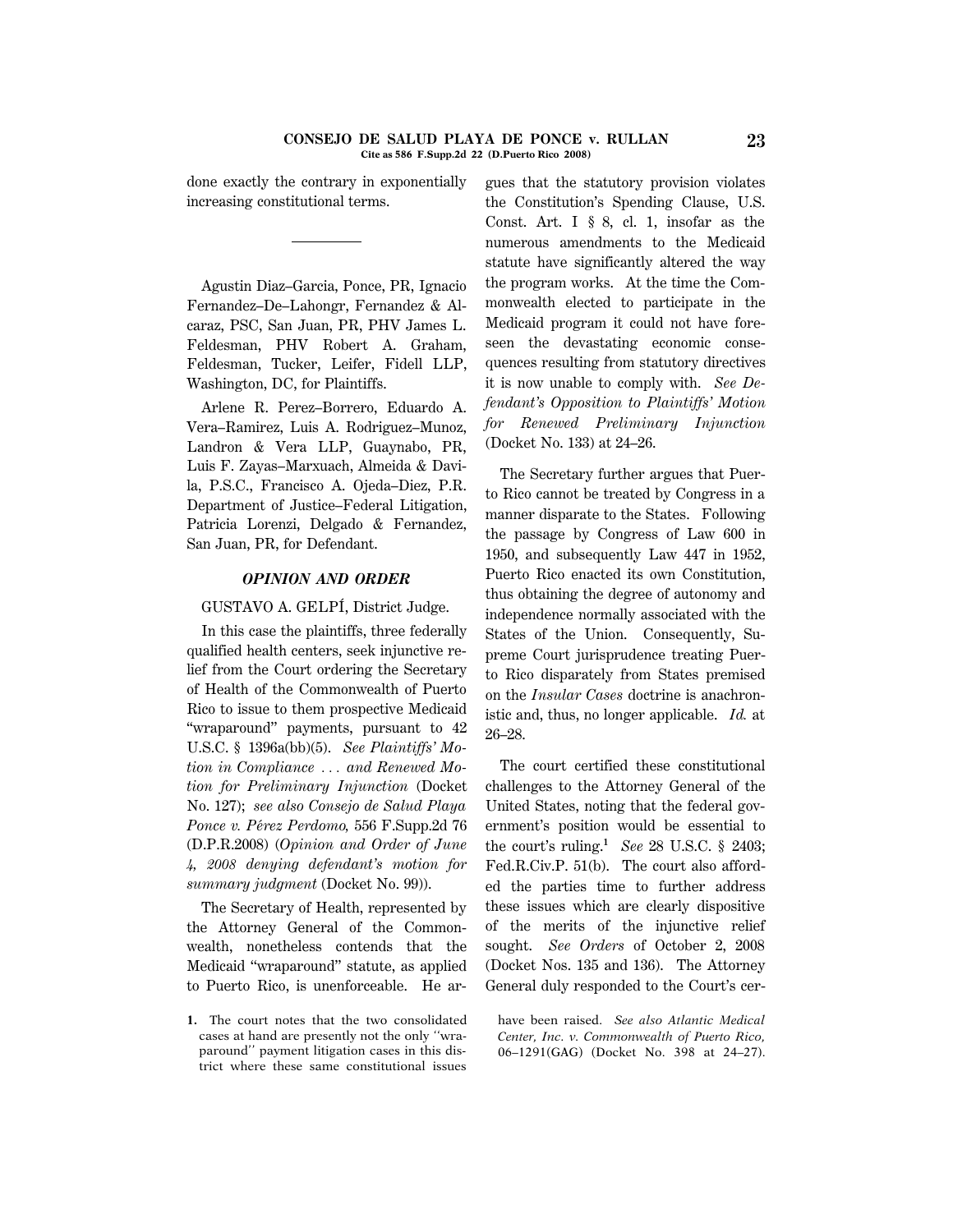done exactly the contrary in exponentially increasing constitutional terms.

---

Agustin Diaz–Garcia, Ponce, PR, Ignacio Fernandez–De–Lahongr, Fernandez & Alcaraz, PSC, San Juan, PR, PHV James L. Feldesman, PHV Robert A. Graham, Feldesman, Tucker, Leifer, Fidell LLP, Washington, DC, for Plaintiffs.

Arlene R. Perez–Borrero, Eduardo A. Vera–Ramirez, Luis A. Rodriguez–Munoz, Landron & Vera LLP, Guaynabo, PR, Luis F. Zayas–Marxuach, Almeida & Davila, P.S.C., Francisco A. Ojeda–Diez, P.R. Department of Justice–Federal Litigation, Patricia Lorenzi, Delgado & Fernandez, San Juan, PR, for Defendant.

## *OPINION AND ORDER*

GUSTAVO A. GELPÍ, District Judge.

In this case the plaintiffs, three federally qualified health centers, seek injunctive relief from the Court ordering the Secretary of Health of the Commonwealth of Puerto Rico to issue to them prospective Medicaid "wraparound" payments, pursuant to 42 U.S.C. § 1396a(bb)(5). *See Plaintiffs' Motion in Compliance . . . and Renewed Motion for Preliminary Injunction* (Docket No. 127); *see also Consejo de Salud Playa Ponce v. Pérez Perdomo,* 556 F.Supp.2d 76 (D.P.R.2008) (*Opinion and Order of June 4, 2008 denying defendant's motion for summary judgment* (Docket No. 99)).

The Secretary of Health, represented by the Attorney General of the Commonwealth, nonetheless contends that the Medicaid "wraparound" statute, as applied to Puerto Rico, is unenforceable. He argues that the statutory provision violates the Constitution's Spending Clause, U.S. Const. Art. I § 8, cl. 1, insofar as the numerous amendments to the Medicaid statute have significantly altered the way the program works. At the time the Commonwealth elected to participate in the Medicaid program it could not have foreseen the devastating economic consequences resulting from statutory directives it is now unable to comply with. *See Defendant's Opposition to Plaintiffs' Motion for Renewed Preliminary Injunction* (Docket No. 133) at 24–26.

The Secretary further argues that Puerto Rico cannot be treated by Congress in a manner disparate to the States. Following the passage by Congress of Law 600 in 1950, and subsequently Law 447 in 1952, Puerto Rico enacted its own Constitution, thus obtaining the degree of autonomy and independence normally associated with the States of the Union. Consequently, Supreme Court jurisprudence treating Puerto Rico disparately from States premised on the *Insular Cases* doctrine is anachronistic and, thus, no longer applicable. *Id.* at 26–28.

The court certified these constitutional challenges to the Attorney General of the United States, noting that the federal government's position would be essential to the court's ruling.[1] *See* 28 U.S.C. § 2403; Fed.R.Civ.P. 51(b). The court also afforded the parties time to further address these issues which are clearly dispositive of the merits of the injunctive relief sought. *See Orders* of October 2, 2008 (Docket Nos. 135 and 136). The Attorney General duly responded to the Court's cer-

1. The court notes that the two consolidated cases at hand are presently not the only "wraparound" payment litigation cases in this district where these same constitutional issues have been raised. *See also Atlantic Medical Center, Inc. v. Commonwealth of Puerto Rico,* 06–1291(GAG) (Docket No. 398 at 24–27).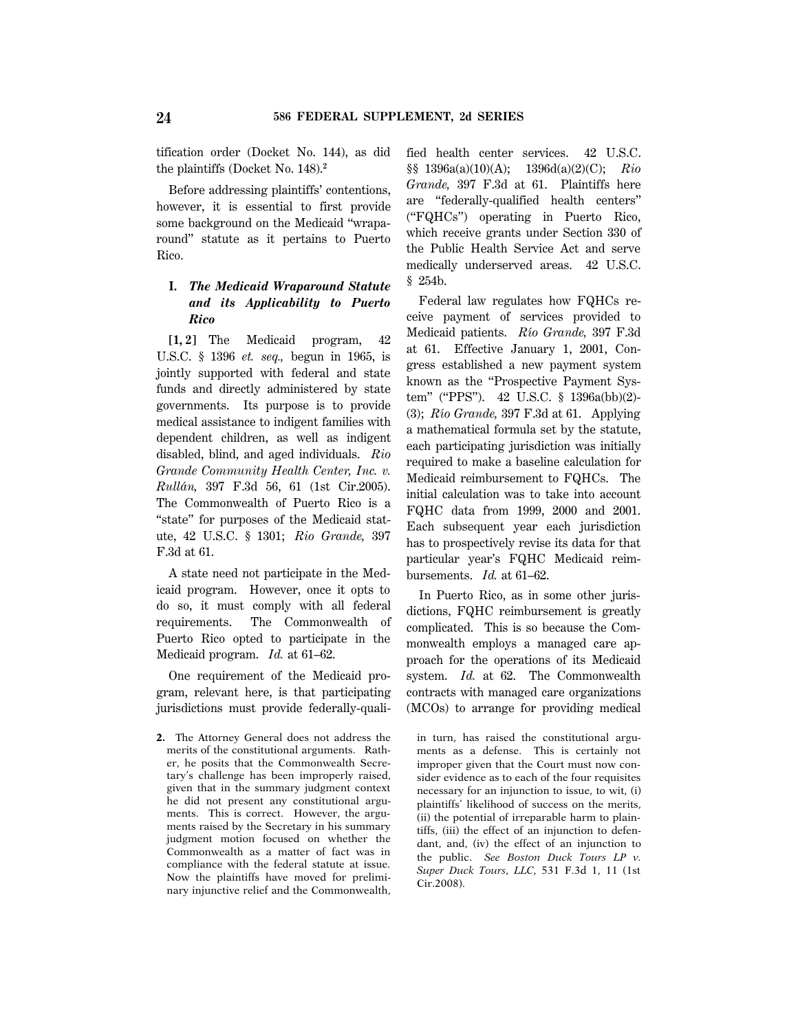tification order (Docket No. 144), as did the plaintiffs (Docket No. 148).[2]

Before addressing plaintiffs' contentions, however, it is essential to first provide some background on the Medicaid "wraparound" statute as it pertains to Puerto Rico.

## I. *The Medicaid Wraparound Statute and its Applicability to Puerto Rico*

**[1, 2]** The Medicaid program, 42 U.S.C. § 1396 *et. seq.,* begun in 1965, is jointly supported with federal and state funds and directly administered by state governments. Its purpose is to provide medical assistance to indigent families with dependent children, as well as indigent disabled, blind, and aged individuals. *Rio Grande Community Health Center, Inc. v. Rullán,* 397 F.3d 56, 61 (1st Cir.2005). The Commonwealth of Puerto Rico is a "state" for purposes of the Medicaid statute, 42 U.S.C. § 1301; *Rio Grande,* 397 F.3d at 61.

A state need not participate in the Medicaid program. However, once it opts to do so, it must comply with all federal requirements. The Commonwealth of Puerto Rico opted to participate in the Medicaid program. *Id.* at 61–62.

One requirement of the Medicaid program, relevant here, is that participating jurisdictions must provide federally-qualified health center services. 42 U.S.C. §§ 1396a(a)(10)(A); 1396d(a)(2)(C); *Rio Grande,* 397 F.3d at 61. Plaintiffs here are "federally-qualified health centers" ("FQHCs") operating in Puerto Rico, which receive grants under Section 330 of the Public Health Service Act and serve medically underserved areas. 42 U.S.C. § 254b.

Federal law regulates how FQHCs receive payment of services provided to Medicaid patients. *Río Grande,* 397 F.3d at 61. Effective January 1, 2001, Congress established a new payment system known as the "Prospective Payment System" ("PPS"). 42 U.S.C. § 1396a(bb)(2)-(3); *Río Grande,* 397 F.3d at 61. Applying a mathematical formula set by the statute, each participating jurisdiction was initially required to make a baseline calculation for Medicaid reimbursement to FQHCs. The initial calculation was to take into account FQHC data from 1999, 2000 and 2001. Each subsequent year each jurisdiction has to prospectively revise its data for that particular year's FQHC Medicaid reimbursements. *Id.* at 61–62.

In Puerto Rico, as in some other jurisdictions, FQHC reimbursement is greatly complicated. This is so because the Commonwealth employs a managed care approach for the operations of its Medicaid system. *Id.* at 62. The Commonwealth contracts with managed care organizations (MCOs) to arrange for providing medical

---

2. The Attorney General does not address the merits of the constitutional arguments. Rather, he posits that the Commonwealth Secretary's challenge has been improperly raised, given that in the summary judgment context he did not present any constitutional arguments. This is correct. However, the arguments raised by the Secretary in his summary judgment motion focused on whether the Commonwealth as a matter of fact was in compliance with the federal statute at issue. Now the plaintiffs have moved for preliminary injunctive relief and the Commonwealth, in turn, has raised the constitutional arguments as a defense. This is certainly not improper given that the Court must now consider evidence as to each of the four requisites necessary for an injunction to issue, to wit, (i) plaintiffs' likelihood of success on the merits, (ii) the potential of irreparable harm to plaintiffs, (iii) the effect of an injunction to defendant, and, (iv) the effect of an injunction to the public. *See Boston Duck Tours LP v. Super Duck Tours, LLC,* 531 F.3d 1, 11 (1st Cir.2008).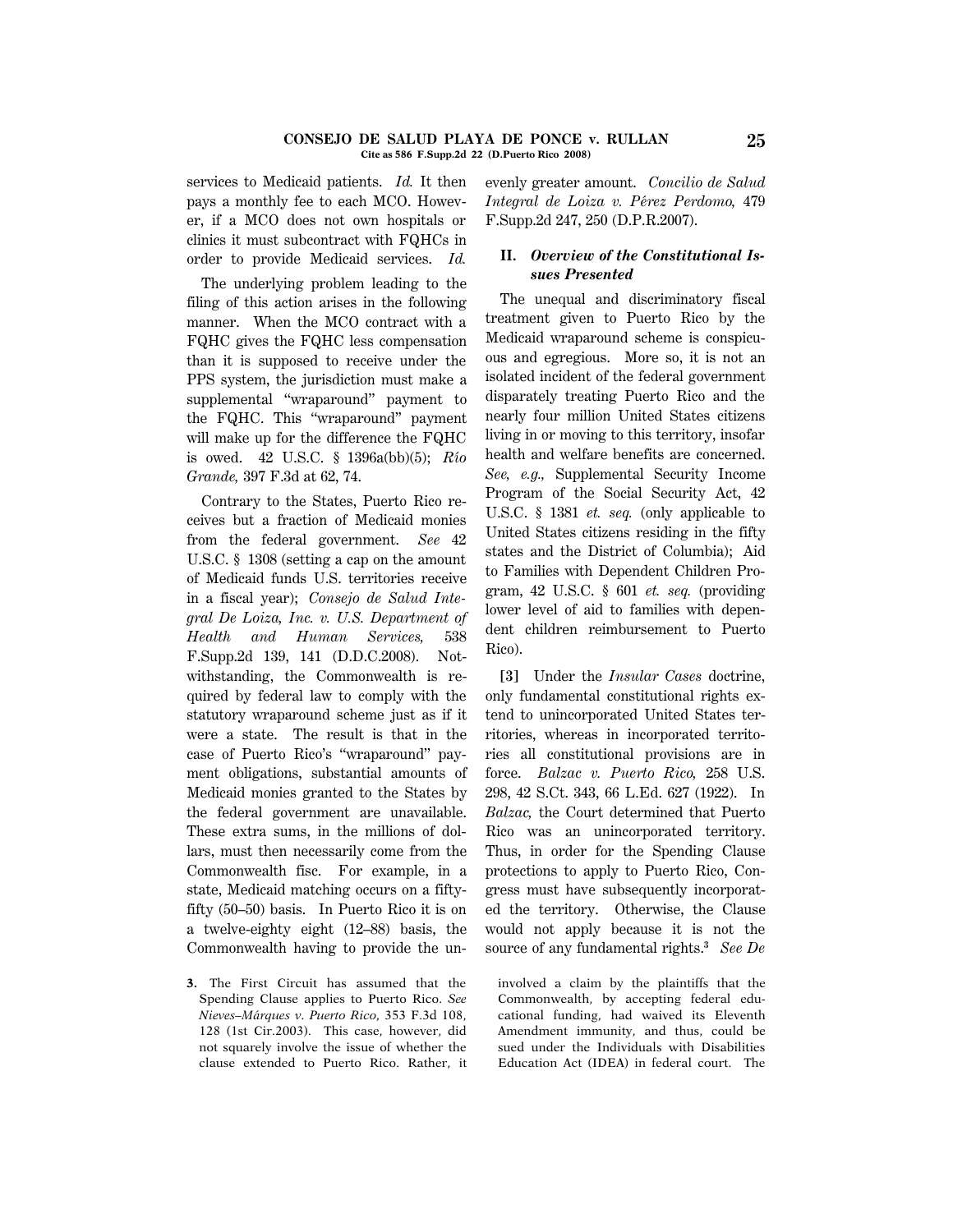services to Medicaid patients. *Id.* It then pays a monthly fee to each MCO. However, if a MCO does not own hospitals or clinics it must subcontract with FQHCs in order to provide Medicaid services. *Id.*

The underlying problem leading to the filing of this action arises in the following manner. When the MCO contract with a FQHC gives the FQHC less compensation than it is supposed to receive under the PPS system, the jurisdiction must make a supplemental "wraparound" payment to the FQHC. This "wraparound" payment will make up for the difference the FQHC is owed. 42 U.S.C. § 1396a(bb)(5); *Río Grande,* 397 F.3d at 62, 74.

Contrary to the States, Puerto Rico receives but a fraction of Medicaid monies from the federal government. *See* 42 U.S.C. § 1308 (setting a cap on the amount of Medicaid funds U.S. territories receive in a fiscal year); *Consejo de Salud Integral De Loiza, Inc. v. U.S. Department of Health and Human Services,* 538 F.Supp.2d 139, 141 (D.D.C.2008). Notwithstanding, the Commonwealth is required by federal law to comply with the statutory wraparound scheme just as if it were a state. The result is that in the case of Puerto Rico's "wraparound" payment obligations, substantial amounts of Medicaid monies granted to the States by the federal government are unavailable. These extra sums, in the millions of dollars, must then necessarily come from the Commonwealth fisc. For example, in a state, Medicaid matching occurs on a fifty-fifty (50–50) basis. In Puerto Rico it is on a twelve-eighty eight (12–88) basis, the Commonwealth having to provide the unevenly greater amount. *Concilio de Salud Integral de Loiza v. Pérez Perdomo,* 479 F.Supp.2d 247, 250 (D.P.R.2007).

## II. *Overview of the Constitutional Issues Presented*

The unequal and discriminatory fiscal treatment given to Puerto Rico by the Medicaid wraparound scheme is conspicuous and egregious. More so, it is not an isolated incident of the federal government disparately treating Puerto Rico and the nearly four million United States citizens living in or moving to this territory, insofar health and welfare benefits are concerned. *See, e.g.,* Supplemental Security Income Program of the Social Security Act, 42 U.S.C. § 1381 *et. seq.* (only applicable to United States citizens residing in the fifty states and the District of Columbia); Aid to Families with Dependent Children Program, 42 U.S.C. § 601 *et. seq.* (providing lower level of aid to families with dependent children reimbursement to Puerto Rico).

**[3]** Under the *Insular Cases* doctrine, only fundamental constitutional rights extend to unincorporated United States territories, whereas in incorporated territories all constitutional provisions are in force. *Balzac v. Puerto Rico,* 258 U.S. 298, 42 S.Ct. 343, 66 L.Ed. 627 (1922). In *Balzac,* the Court determined that Puerto Rico was an unincorporated territory. Thus, in order for the Spending Clause protections to apply to Puerto Rico, Congress must have subsequently incorporated the territory. Otherwise, the Clause would not apply because it is not the source of any fundamental rights.[3] *See De*

3. The First Circuit has assumed that the Spending Clause applies to Puerto Rico. *See Nieves–Márques v. Puerto Rico,* 353 F.3d 108, 128 (1st Cir.2003). This case, however, did not squarely involve the issue of whether the clause extended to Puerto Rico. Rather, it involved a claim by the plaintiffs that the Commonwealth, by accepting federal educational funding, had waived its Eleventh Amendment immunity, and thus, could be sued under the Individuals with Disabilities Education Act (IDEA) in federal court. The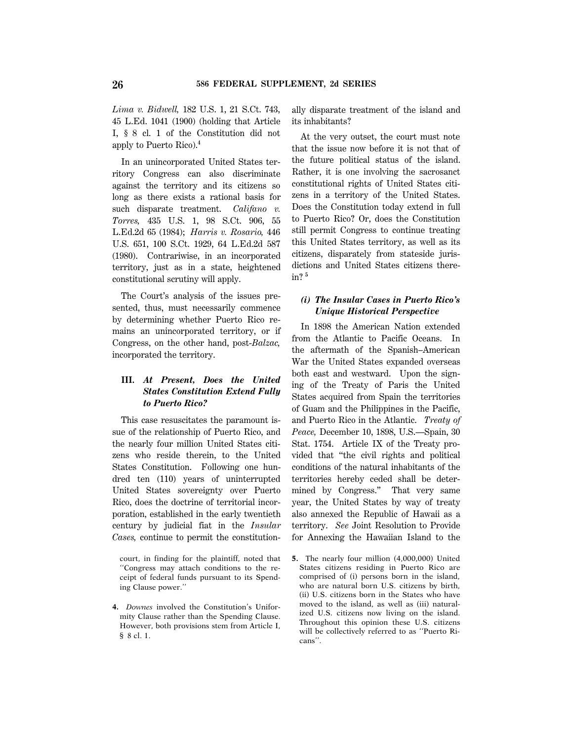*Lima v. Bidwell,* 182 U.S. 1, 21 S.Ct. 743, 45 L.Ed. 1041 (1900) (holding that Article I, § 8 cl. 1 of the Constitution did not apply to Puerto Rico).[4]

In an unincorporated United States territory Congress can also discriminate against the territory and its citizens so long as there exists a rational basis for such disparate treatment. *Califano v. Torres,* 435 U.S. 1, 98 S.Ct. 906, 55 L.Ed.2d 65 (1984); *Harris v. Rosario,* 446 U.S. 651, 100 S.Ct. 1929, 64 L.Ed.2d 587 (1980). Contrariwise, in an incorporated territory, just as in a state, heightened constitutional scrutiny will apply.

The Court's analysis of the issues presented, thus, must necessarily commence by determining whether Puerto Rico remains an unincorporated territory, or if Congress, on the other hand, post-*Balzac,* incorporated the territory.

## III. *At Present, Does the United States Constitution Extend Fully to Puerto Rico?*

This case resuscitates the paramount issue of the relationship of Puerto Rico, and the nearly four million United States citizens who reside therein, to the United States Constitution. Following one hundred ten (110) years of uninterrupted United States sovereignty over Puerto Rico, does the doctrine of territorial incorporation, established in the early twentieth century by judicial fiat in the *Insular Cases,* continue to permit the constitutionally disparate treatment of the island and its inhabitants?

At the very outset, the court must note that the issue now before it is not that of the future political status of the island. Rather, it is one involving the sacrosanct constitutional rights of United States citizens in a territory of the United States. Does the Constitution today extend in full to Puerto Rico? Or, does the Constitution still permit Congress to continue treating this United States territory, as well as its citizens, disparately from stateside jurisdictions and United States citizens therein?[5]

### *(i) The Insular Cases in Puerto Rico's Unique Historical Perspective*

In 1898 the American Nation extended from the Atlantic to Pacific Oceans. In the aftermath of the Spanish–American War the United States expanded overseas both east and westward. Upon the signing of the Treaty of Paris the United States acquired from Spain the territories of Guam and the Philippines in the Pacific, and Puerto Rico in the Atlantic. *Treaty of Peace,* December 10, 1898, U.S.—Spain, 30 Stat. 1754. Article IX of the Treaty provided that "the civil rights and political conditions of the natural inhabitants of the territories hereby ceded shall be determined by Congress." That very same year, the United States by way of treaty also annexed the Republic of Hawaii as a territory. *See* Joint Resolution to Provide for Annexing the Hawaiian Island to the

court, in finding for the plaintiff, noted that "Congress may attach conditions to the receipt of federal funds pursuant to its Spending Clause power."

4. *Downes* involved the Constitution's Uniformity Clause rather than the Spending Clause. However, both provisions stem from Article I, § 8 cl. 1.

5. The nearly four million (4,000,000) United States citizens residing in Puerto Rico are comprised of (i) persons born in the island, who are natural born U.S. citizens by birth, (ii) U.S. citizens born in the States who have moved to the island, as well as (iii) naturalized U.S. citizens now living on the island. Throughout this opinion these U.S. citizens will be collectively referred to as "Puerto Ricans".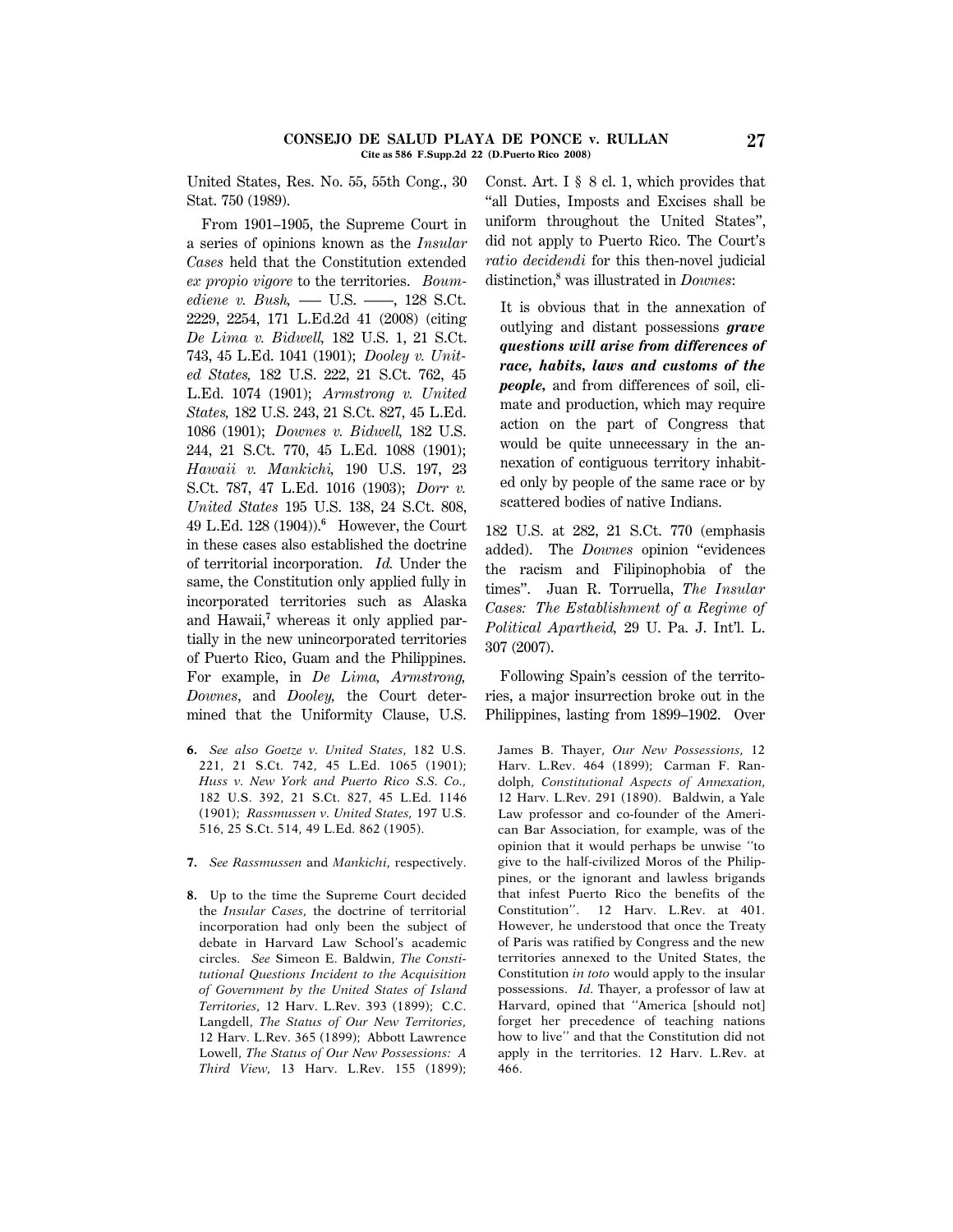United States, Res. No. 55, 55th Cong., 30 Stat. 750 (1989).

From 1901–1905, the Supreme Court in a series of opinions known as the *Insular Cases* held that the Constitution extended *ex propio vigore* to the territories. *Boumediene v. Bush,* ––– U.S. ––––, 128 S.Ct. 2229, 2254, 171 L.Ed.2d 41 (2008) (citing *De Lima v. Bidwell,* 182 U.S. 1, 21 S.Ct. 743, 45 L.Ed. 1041 (1901); *Dooley v. United States,* 182 U.S. 222, 21 S.Ct. 762, 45 L.Ed. 1074 (1901); *Armstrong v. United States,* 182 U.S. 243, 21 S.Ct. 827, 45 L.Ed. 1086 (1901); *Downes v. Bidwell,* 182 U.S. 244, 21 S.Ct. 770, 45 L.Ed. 1088 (1901); *Hawaii v. Mankichi,* 190 U.S. 197, 23 S.Ct. 787, 47 L.Ed. 1016 (1903); *Dorr v. United States* 195 U.S. 138, 24 S.Ct. 808, 49 L.Ed. 128 (1904)).[6] However, the Court in these cases also established the doctrine of territorial incorporation. *Id.* Under the same, the Constitution only applied fully in incorporated territories such as Alaska and Hawaii,[7] whereas it only applied partially in the new unincorporated territories of Puerto Rico, Guam and the Philippines. For example, in *De Lima, Armstrong, Downes*, and *Dooley,* the Court determined that the Uniformity Clause, U.S. Const. Art. I § 8 cl. 1, which provides that "all Duties, Imposts and Excises shall be uniform throughout the United States", did not apply to Puerto Rico. The Court's *ratio decidendi* for this then-novel judicial distinction,[8] was illustrated in *Downes*:

> It is obvious that in the annexation of outlying and distant possessions ***grave questions will arise from differences of race, habits, laws and customs of the people,*** and from differences of soil, climate and production, which may require action on the part of Congress that would be quite unnecessary in the annexation of contiguous territory inhabited only by people of the same race or by scattered bodies of native Indians.

182 U.S. at 282, 21 S.Ct. 770 (emphasis added). The *Downes* opinion "evidences the racism and Filipinophobia of the times". Juan R. Torruella, *The Insular Cases: The Establishment of a Regime of Political Apartheid,* 29 U. Pa. J. Int'l. L. 307 (2007).

Following Spain's cession of the territories, a major insurrection broke out in the Philippines, lasting from 1899–1902. Over

6. *See also Goetze v. United States*, 182 U.S. 221, 21 S.Ct. 742, 45 L.Ed. 1065 (1901); *Huss v. New York and Puerto Rico S.S. Co.*, 182 U.S. 392, 21 S.Ct. 827, 45 L.Ed. 1146 (1901); *Rassmussen v. United States*, 197 U.S. 516, 25 S.Ct. 514, 49 L.Ed. 862 (1905).

7. *See Rassmussen* and *Mankichi*, respectively.

8. Up to the time the Supreme Court decided the *Insular Cases*, the doctrine of territorial incorporation had only been the subject of debate in Harvard Law School's academic circles. *See* Simeon E. Baldwin, *The Constitutional Questions Incident to the Acquisition of Government by the United States of Island Territories*, 12 Harv. L.Rev. 393 (1899); C.C. Langdell, *The Status of Our New Territories*, 12 Harv. L.Rev. 365 (1899); Abbott Lawrence Lowell, *The Status of Our New Possessions: A Third View,* 13 Harv. L.Rev. 155 (1899); James B. Thayer, *Our New Possessions*, 12 Harv. L.Rev. 464 (1899); Carman F. Randolph, *Constitutional Aspects of Annexation,* 12 Harv. L.Rev. 291 (1890). Baldwin, a Yale Law professor and co-founder of the American Bar Association, for example, was of the opinion that it would perhaps be unwise "to give to the half-civilized Moros of the Philippines, or the ignorant and lawless brigands that infest Puerto Rico the benefits of the Constitution". 12 Harv. L.Rev. at 401. However, he understood that once the Treaty of Paris was ratified by Congress and the new territories annexed to the United States, the Constitution *in toto* would apply to the insular possessions. *Id.* Thayer, a professor of law at Harvard, opined that "America [should not] forget her precedence of teaching nations how to live" and that the Constitution did not apply in the territories. 12 Harv. L.Rev. at 466.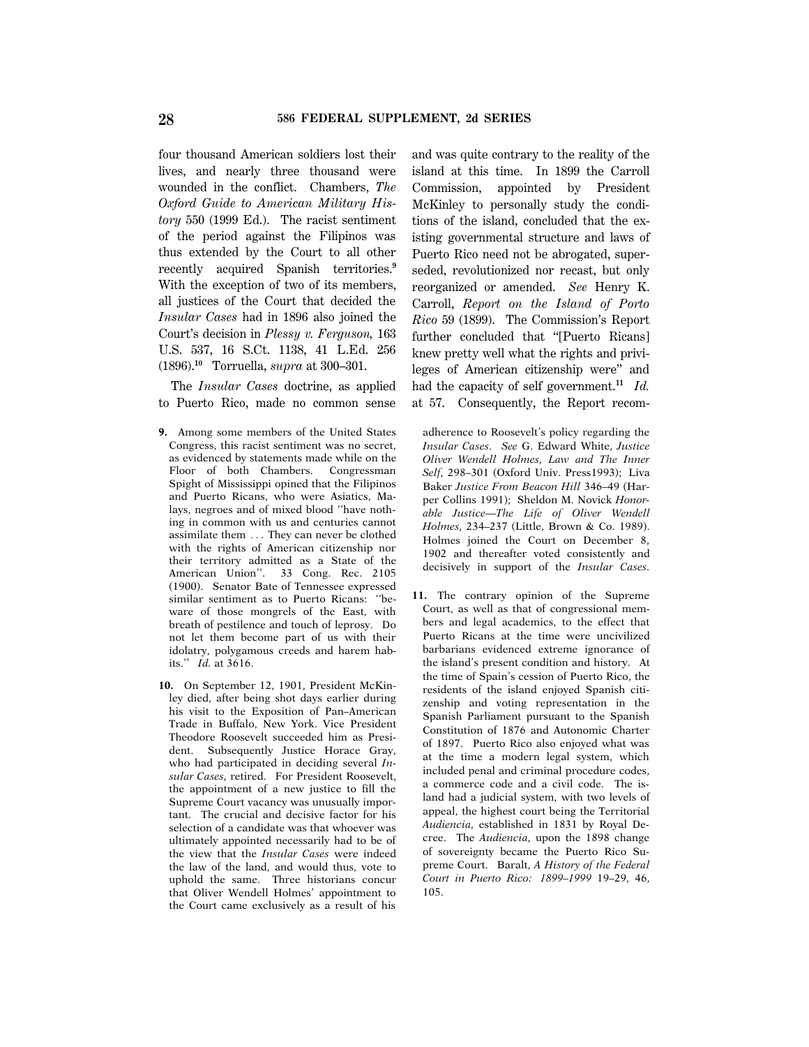four thousand American soldiers lost their lives, and nearly three thousand were wounded in the conflict. Chambers, *The Oxford Guide to American Military History* 550 (1999 Ed.). The racist sentiment of the period against the Filipinos was thus extended by the Court to all other recently acquired Spanish territories.[9] With the exception of two of its members, all justices of the Court that decided the *Insular Cases* had in 1896 also joined the Court's decision in *Plessy v. Ferguson,* 163 U.S. 537, 16 S.Ct. 1138, 41 L.Ed. 256 (1896).[10] Torruella, *supra* at 300–301.

The *Insular Cases* doctrine, as applied to Puerto Rico, made no common sense and was quite contrary to the reality of the island at this time. In 1899 the Carroll Commission, appointed by President McKinley to personally study the conditions of the island, concluded that the existing governmental structure and laws of Puerto Rico need not be abrogated, superseded, revolutionized nor recast, but only reorganized or amended. *See* Henry K. Carroll, *Report on the Island of Porto Rico* 59 (1899). The Commission's Report further concluded that "[Puerto Ricans] knew pretty well what the rights and privileges of American citizenship were" and had the capacity of self government.[11] *Id.* at 57. Consequently, the Report recom-

---

9. Among some members of the United States Congress, this racist sentiment was no secret, as evidenced by statements made while on the Floor of both Chambers. Congressman Spight of Mississippi opined that the Filipinos and Puerto Ricans, who were Asiatics, Malays, negroes and of mixed blood "have nothing in common with us and centuries cannot assimilate them ... They can never be clothed with the rights of American citizenship nor their territory admitted as a State of the American Union". 33 Cong. Rec. 2105 (1900). Senator Bate of Tennessee expressed similar sentiment as to Puerto Ricans: "beware of those mongrels of the East, with breath of pestilence and touch of leprosy. Do not let them become part of us with their idolatry, polygamous creeds and harem habits." *Id.* at 3616.

10. On September 12, 1901, President McKinley died, after being shot days earlier during his visit to the Exposition of Pan–American Trade in Buffalo, New York. Vice President Theodore Roosevelt succeeded him as President. Subsequently Justice Horace Gray, who had participated in deciding several *Insular Cases*, retired. For President Roosevelt, the appointment of a new justice to fill the Supreme Court vacancy was unusually important. The crucial and decisive factor for his selection of a candidate was that whoever was ultimately appointed necessarily had to be of the view that the *Insular Cases* were indeed the law of the land, and would thus, vote to uphold the same. Three historians concur that Oliver Wendell Holmes' appointment to the Court came exclusively as a result of his adherence to Roosevelt's policy regarding the *Insular Cases*. *See* G. Edward White, *Justice Oliver Wendell Holmes, Law and The Inner Self*, 298–301 (Oxford Univ. Press1993); Liva Baker *Justice From Beacon Hill* 346–49 (Harper Collins 1991); Sheldon M. Novick *Honorable Justice—The Life of Oliver Wendell Holmes,* 234–237 (Little, Brown & Co. 1989). Holmes joined the Court on December 8, 1902 and thereafter voted consistently and decisively in support of the *Insular Cases*.

11. The contrary opinion of the Supreme Court, as well as that of congressional members and legal academics, to the effect that Puerto Ricans at the time were uncivilized barbarians evidenced extreme ignorance of the island's present condition and history. At the time of Spain's cession of Puerto Rico, the residents of the island enjoyed Spanish citizenship and voting representation in the Spanish Parliament pursuant to the Spanish Constitution of 1876 and Autonomic Charter of 1897. Puerto Rico also enjoyed what was at the time a modern legal system, which included penal and criminal procedure codes, a commerce code and a civil code. The island had a judicial system, with two levels of appeal, the highest court being the Territorial *Audiencia*, established in 1831 by Royal Decree. The *Audiencia*, upon the 1898 change of sovereignty became the Puerto Rico Supreme Court. Baralt, *A History of the Federal Court in Puerto Rico: 1899–1999* 19–29, 46, 105.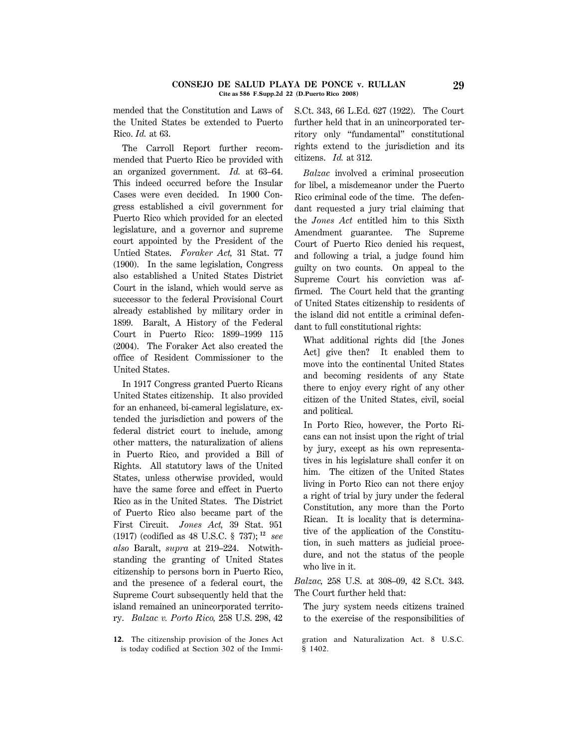mended that the Constitution and Laws of the United States be extended to Puerto Rico. *Id.* at 63.

The Carroll Report further recommended that Puerto Rico be provided with an organized government. *Id.* at 63–64. This indeed occurred before the Insular Cases were even decided. In 1900 Congress established a civil government for Puerto Rico which provided for an elected legislature, and a governor and supreme court appointed by the President of the Untied States. *Foraker Act,* 31 Stat. 77 (1900). In the same legislation, Congress also established a United States District Court in the island, which would serve as successor to the federal Provisional Court already established by military order in 1899. Baralt, A History of the Federal Court in Puerto Rico: 1899–1999 115 (2004). The Foraker Act also created the office of Resident Commissioner to the United States.

In 1917 Congress granted Puerto Ricans United States citizenship. It also provided for an enhanced, bi-cameral legislature, extended the jurisdiction and powers of the federal district court to include, among other matters, the naturalization of aliens in Puerto Rico, and provided a Bill of Rights. All statutory laws of the United States, unless otherwise provided, would have the same force and effect in Puerto Rico as in the United States. The District of Puerto Rico also became part of the First Circuit. *Jones Act,* 39 Stat. 951 (1917) (codified as 48 U.S.C. § 737);[12] *see also* Baralt, *supra* at 219–224. Notwithstanding the granting of United States citizenship to persons born in Puerto Rico, and the presence of a federal court, the Supreme Court subsequently held that the island remained an unincorporated territory. *Balzac v. Porto Rico,* 258 U.S. 298, 42 S.Ct. 343, 66 L.Ed. 627 (1922). The Court further held that in an unincorporated territory only "fundamental" constitutional rights extend to the jurisdiction and its citizens. *Id.* at 312.

*Balzac* involved a criminal prosecution for libel, a misdemeanor under the Puerto Rico criminal code of the time. The defendant requested a jury trial claiming that the *Jones Act* entitled him to this Sixth Amendment guarantee. The Supreme Court of Puerto Rico denied his request, and following a trial, a judge found him guilty on two counts. On appeal to the Supreme Court his conviction was affirmed. The Court held that the granting of United States citizenship to residents of the island did not entitle a criminal defendant to full constitutional rights:

> What additional rights did [the Jones Act] give then? It enabled them to move into the continental United States and becoming residents of any State there to enjoy every right of any other citizen of the United States, civil, social and political.
>
> In Porto Rico, however, the Porto Ricans can not insist upon the right of trial by jury, except as his own representatives in his legislature shall confer it on him. The citizen of the United States living in Porto Rico can not there enjoy a right of trial by jury under the federal Constitution, any more than the Porto Rican. It is locality that is determinative of the application of the Constitution, in such matters as judicial procedure, and not the status of the people who live in it.

*Balzac,* 258 U.S. at 308–09, 42 S.Ct. 343. The Court further held that:

> The jury system needs citizens trained to the exercise of the responsibilities of

12. The citizenship provision of the Jones Act is today codified at Section 302 of the Immigration and Naturalization Act. 8 U.S.C. § 1402.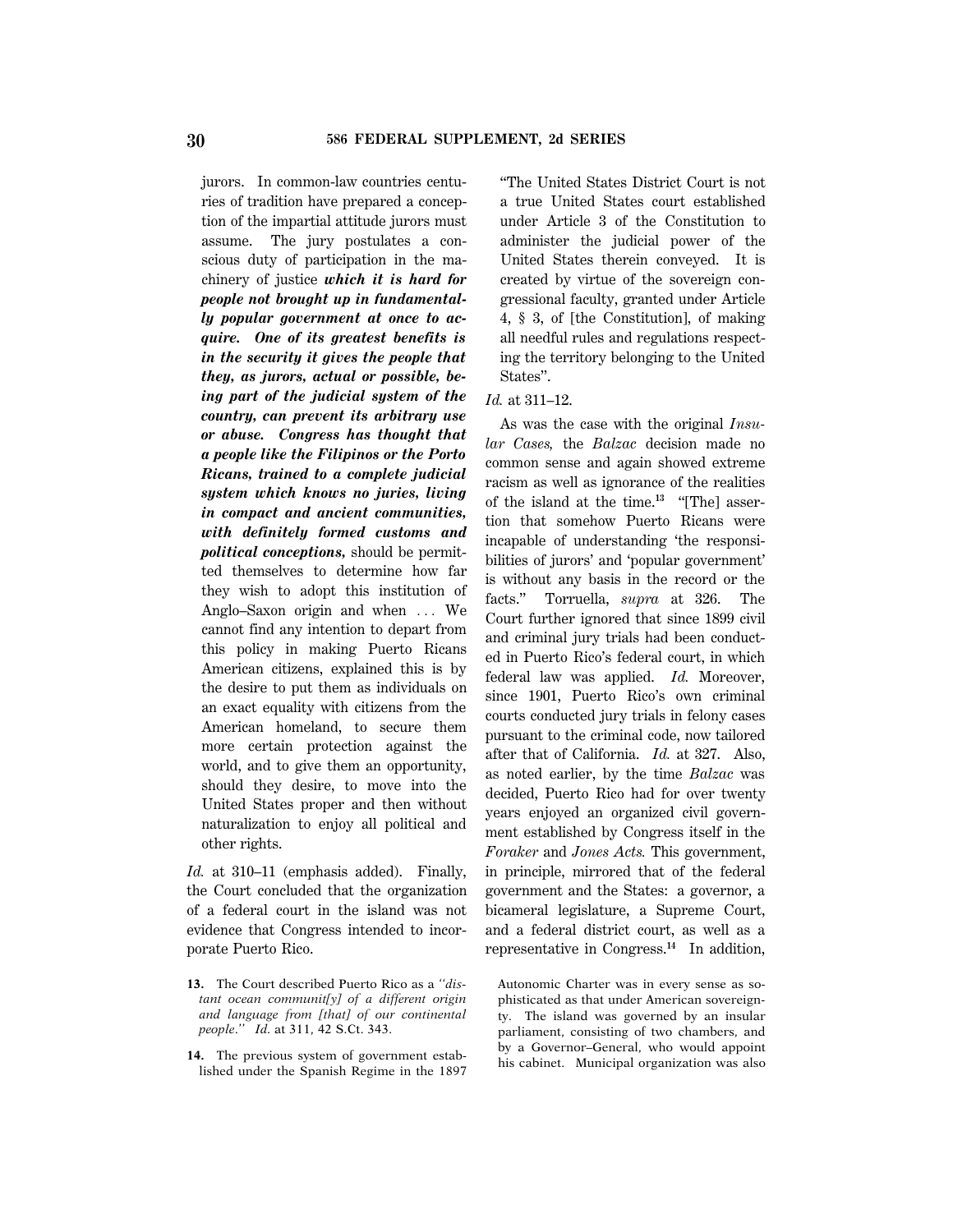jurors. In common-law countries centuries of tradition have prepared a conception of the impartial attitude jurors must assume. The jury postulates a conscious duty of participation in the machinery of justice ***which it is hard for people not brought up in fundamentally popular government at once to acquire. One of its greatest benefits is in the security it gives the people that they, as jurors, actual or possible, being part of the judicial system of the country, can prevent its arbitrary use or abuse. Congress has thought that a people like the Filipinos or the Porto Ricans, trained to a complete judicial system which knows no juries, living in compact and ancient communities, with definitely formed customs and political conceptions,*** should be permitted themselves to determine how far they wish to adopt this institution of Anglo–Saxon origin and when ... We cannot find any intention to depart from this policy in making Puerto Ricans American citizens, explained this is by the desire to put them as individuals on an exact equality with citizens from the American homeland, to secure them more certain protection against the world, and to give them an opportunity, should they desire, to move into the United States proper and then without naturalization to enjoy all political and other rights.

*Id.* at 310–11 (emphasis added). Finally, the Court concluded that the organization of a federal court in the island was not evidence that Congress intended to incorporate Puerto Rico.

> "The United States District Court is not a true United States court established under Article 3 of the Constitution to administer the judicial power of the United States therein conveyed. It is created by virtue of the sovereign congressional faculty, granted under Article 4, § 3, of [the Constitution], of making all needful rules and regulations respecting the territory belonging to the United States".

*Id.* at 311–12.

As was the case with the original *Insular Cases,* the *Balzac* decision made no common sense and again showed extreme racism as well as ignorance of the realities of the island at the time.[13] "[The] assertion that somehow Puerto Ricans were incapable of understanding 'the responsibilities of jurors' and 'popular government' is without any basis in the record or the facts." Torruella, *supra* at 326. The Court further ignored that since 1899 civil and criminal jury trials had been conducted in Puerto Rico's federal court, in which federal law was applied. *Id.* Moreover, since 1901, Puerto Rico's own criminal courts conducted jury trials in felony cases pursuant to the criminal code, now tailored after that of California. *Id.* at 327. Also, as noted earlier, by the time *Balzac* was decided, Puerto Rico had for over twenty years enjoyed an organized civil government established by Congress itself in the *Foraker* and *Jones Acts.* This government, in principle, mirrored that of the federal government and the States: a governor, a bicameral legislature, a Supreme Court, and a federal district court, as well as a representative in Congress.[14] In addition,

---

**13.** The Court described Puerto Rico as a *"distant ocean communit[y] of a different origin and language from [that] of our continental people."* *Id.* at 311, 42 S.Ct. 343.

**14.** The previous system of government established under the Spanish Regime in the 1897 Autonomic Charter was in every sense as sophisticated as that under American sovereignty. The island was governed by an insular parliament, consisting of two chambers, and by a Governor–General, who would appoint his cabinet. Municipal organization was also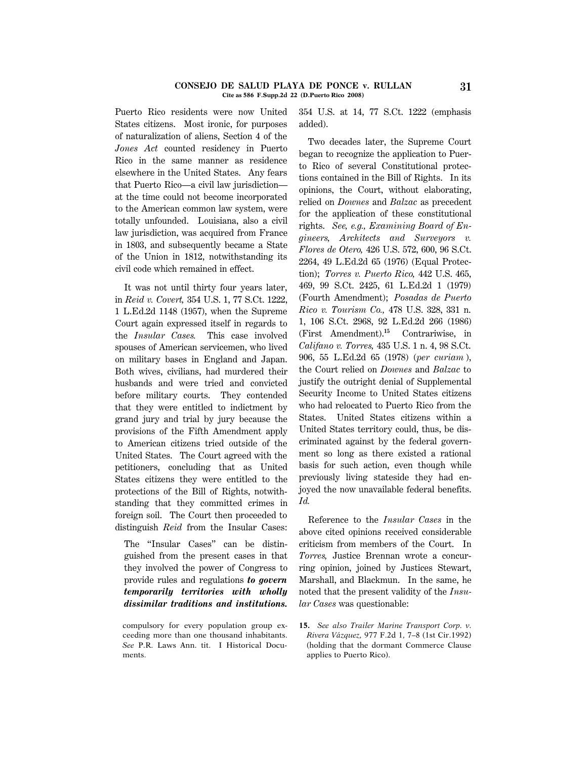Puerto Rico residents were now United States citizens. Most ironic, for purposes of naturalization of aliens, Section 4 of the *Jones Act* counted residency in Puerto Rico in the same manner as residence elsewhere in the United States. Any fears that Puerto Rico—a civil law jurisdiction—at the time could not become incorporated to the American common law system, were totally unfounded. Louisiana, also a civil law jurisdiction, was acquired from France in 1803, and subsequently became a State of the Union in 1812, notwithstanding its civil code which remained in effect.

It was not until thirty four years later, in *Reid v. Covert,* 354 U.S. 1, 77 S.Ct. 1222, 1 L.Ed.2d 1148 (1957), when the Supreme Court again expressed itself in regards to the *Insular Cases.* This case involved spouses of American servicemen, who lived on military bases in England and Japan. Both wives, civilians, had murdered their husbands and were tried and convicted before military courts. They contended that they were entitled to indictment by grand jury and trial by jury because the provisions of the Fifth Amendment apply to American citizens tried outside of the United States. The Court agreed with the petitioners, concluding that as United States citizens they were entitled to the protections of the Bill of Rights, notwithstanding that they committed crimes in foreign soil. The Court then proceeded to distinguish *Reid* from the Insular Cases:

> The "Insular Cases" can be distinguished from the present cases in that they involved the power of Congress to provide rules and regulations ***to govern temporarily territories with wholly dissimilar traditions and institutions.***

354 U.S. at 14, 77 S.Ct. 1222 (emphasis added).

Two decades later, the Supreme Court began to recognize the application to Puerto Rico of several Constitutional protections contained in the Bill of Rights. In its opinions, the Court, without elaborating, relied on *Downes* and *Balzac* as precedent for the application of these constitutional rights. *See, e.g., Examining Board of Engineers, Architects and Surveyors v. Flores de Otero,* 426 U.S. 572, 600, 96 S.Ct. 2264, 49 L.Ed.2d 65 (1976) (Equal Protection); *Torres v. Puerto Rico,* 442 U.S. 465, 469, 99 S.Ct. 2425, 61 L.Ed.2d 1 (1979) (Fourth Amendment); *Posadas de Puerto Rico v. Tourism Co.,* 478 U.S. 328, 331 n. 1, 106 S.Ct. 2968, 92 L.Ed.2d 266 (1986) (First Amendment).[15] Contrariwise, in *Califano v. Torres,* 435 U.S. 1 n. 4, 98 S.Ct. 906, 55 L.Ed.2d 65 (1978) (*per curiam*), the Court relied on *Downes* and *Balzac* to justify the outright denial of Supplemental Security Income to United States citizens who had relocated to Puerto Rico from the States. United States citizens within a United States territory could, thus, be discriminated against by the federal government so long as there existed a rational basis for such action, even though while previously living stateside they had enjoyed the now unavailable federal benefits. *Id.*

Reference to the *Insular Cases* in the above cited opinions received considerable criticism from members of the Court. In *Torres,* Justice Brennan wrote a concurring opinion, joined by Justices Stewart, Marshall, and Blackmun. In the same, he noted that the present validity of the *Insular Cases* was questionable:

---

compulsory for every population group exceeding more than one thousand inhabitants. *See* P.R. Laws Ann. tit. I Historical Documents.

15. *See also Trailer Marine Transport Corp. v. Rivera Vázquez,* 977 F.2d 1, 7–8 (1st Cir.1992) (holding that the dormant Commerce Clause applies to Puerto Rico).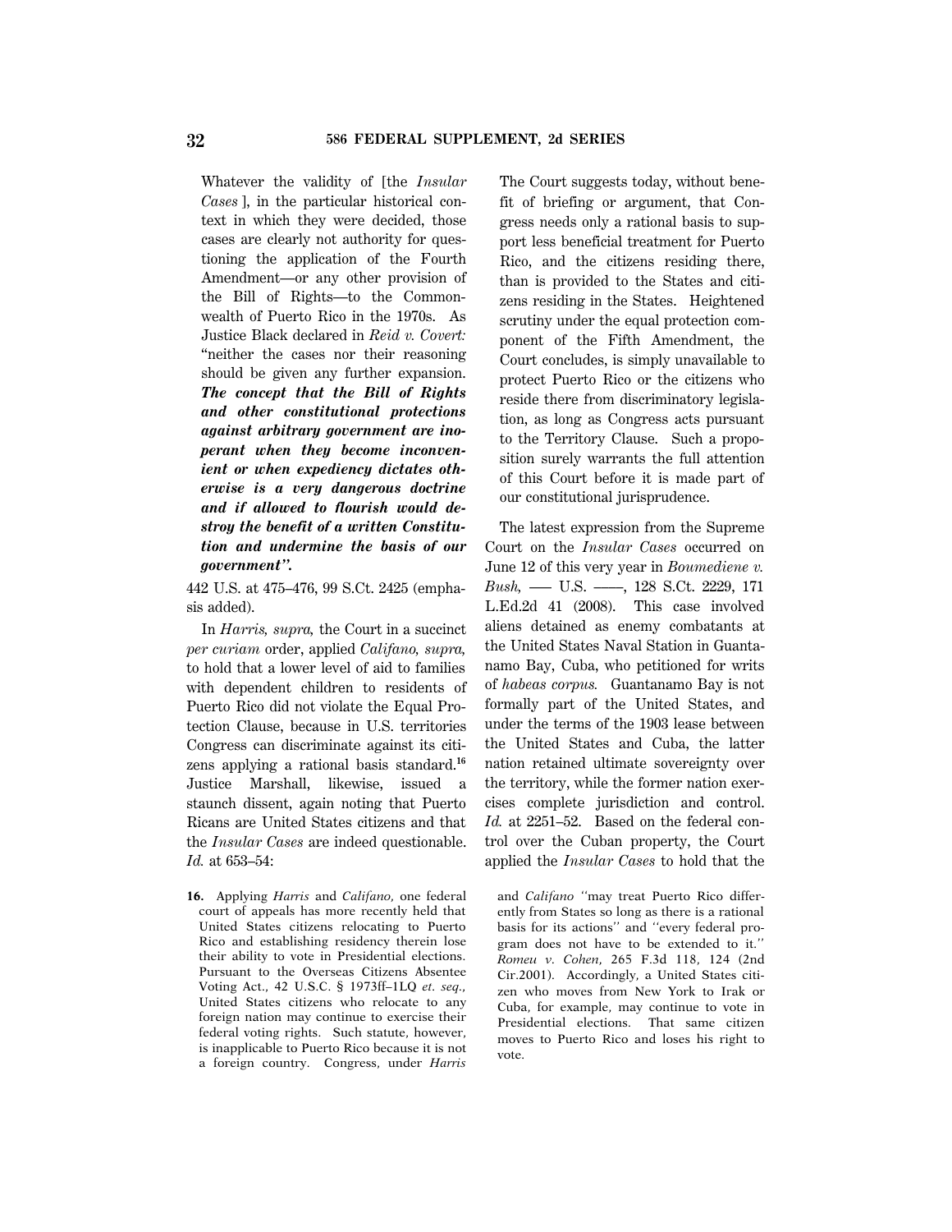> Whatever the validity of [the *Insular Cases* ], in the particular historical context in which they were decided, those cases are clearly not authority for questioning the application of the Fourth Amendment—or any other provision of the Bill of Rights—to the Commonwealth of Puerto Rico in the 1970s. As Justice Black declared in *Reid v. Covert:* "neither the cases nor their reasoning should be given any further expansion. ***The concept that the Bill of Rights and other constitutional protections against arbitrary government are inoperant when they become inconvenient or when expediency dictates otherwise is a very dangerous doctrine and if allowed to flourish would destroy the benefit of a written Constitution and undermine the basis of our government".***

442 U.S. at 475–476, 99 S.Ct. 2425 (emphasis added).

In *Harris, supra,* the Court in a succinct *per curiam* order, applied *Califano, supra,* to hold that a lower level of aid to families with dependent children to residents of Puerto Rico did not violate the Equal Protection Clause, because in U.S. territories Congress can discriminate against its citizens applying a rational basis standard.[16] Justice Marshall, likewise, issued a staunch dissent, again noting that Puerto Ricans are United States citizens and that the *Insular Cases* are indeed questionable. *Id.* at 653–54:

> The Court suggests today, without benefit of briefing or argument, that Congress needs only a rational basis to support less beneficial treatment for Puerto Rico, and the citizens residing there, than is provided to the States and citizens residing in the States. Heightened scrutiny under the equal protection component of the Fifth Amendment, the Court concludes, is simply unavailable to protect Puerto Rico or the citizens who reside there from discriminatory legislation, as long as Congress acts pursuant to the Territory Clause. Such a proposition surely warrants the full attention of this Court before it is made part of our constitutional jurisprudence.

The latest expression from the Supreme Court on the *Insular Cases* occurred on June 12 of this very year in *Boumediene v. Bush,* ––– U.S. ––––, 128 S.Ct. 2229, 171 L.Ed.2d 41 (2008). This case involved aliens detained as enemy combatants at the United States Naval Station in Guantanamo Bay, Cuba, who petitioned for writs of *habeas corpus.* Guantanamo Bay is not formally part of the United States, and under the terms of the 1903 lease between the United States and Cuba, the latter nation retained ultimate sovereignty over the territory, while the former nation exercises complete jurisdiction and control. *Id.* at 2251–52. Based on the federal control over the Cuban property, the Court applied the *Insular Cases* to hold that the

16. Applying *Harris* and *Califano,* one federal court of appeals has more recently held that United States citizens relocating to Puerto Rico and establishing residency therein lose their ability to vote in Presidential elections. Pursuant to the Overseas Citizens Absentee Voting Act., 42 U.S.C. § 1973ff–1LQ *et. seq.,* United States citizens who relocate to any foreign nation may continue to exercise their federal voting rights. Such statute, however, is inapplicable to Puerto Rico because it is not a foreign country. Congress, under *Harris* and *Califano* "may treat Puerto Rico differently from States so long as there is a rational basis for its actions" and "every federal program does not have to be extended to it." *Romeu v. Cohen,* 265 F.3d 118, 124 (2nd Cir.2001). Accordingly, a United States citizen who moves from New York to Irak or Cuba, for example, may continue to vote in Presidential elections. That same citizen moves to Puerto Rico and loses his right to vote.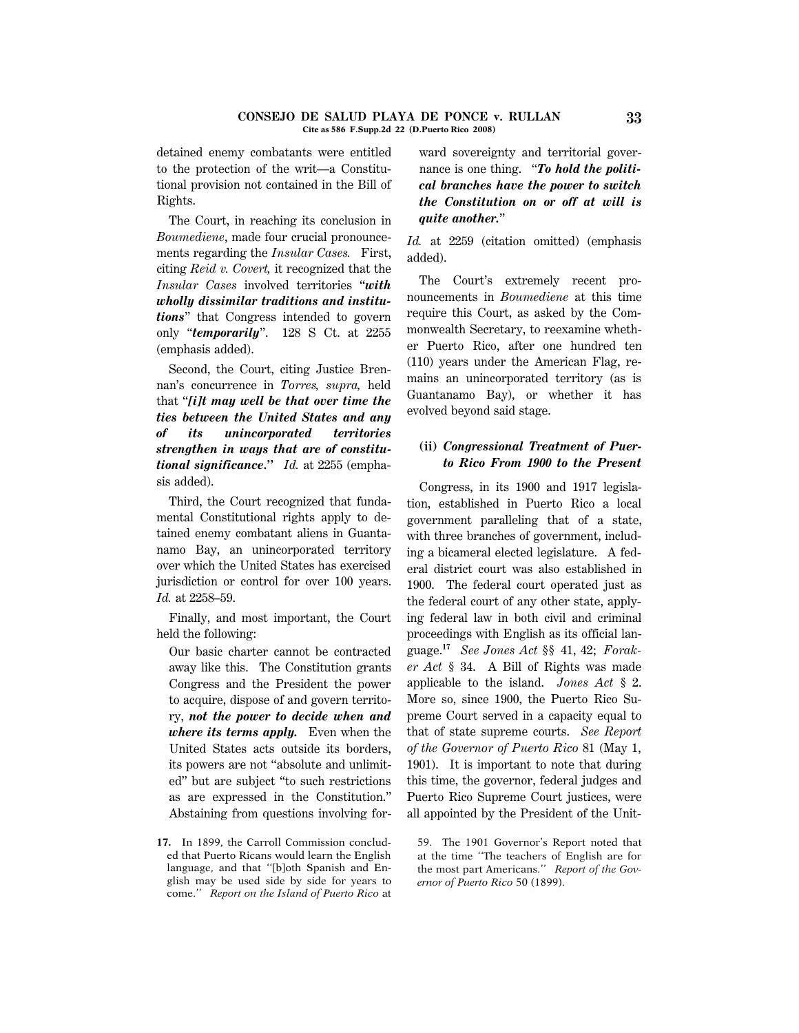detained enemy combatants were entitled to the protection of the writ—a Constitutional provision not contained in the Bill of Rights.

The Court, in reaching its conclusion in *Boumediene*, made four crucial pronouncements regarding the *Insular Cases.* First, citing *Reid v. Covert,* it recognized that the *Insular Cases* involved territories "***with wholly dissimilar traditions and institutions***" that Congress intended to govern only "***temporarily***". 128 S Ct. at 2255 (emphasis added).

Second, the Court, citing Justice Brennan's concurrence in *Torres, supra,* held that "***[i]t may well be that over time the ties between the United States and any of its unincorporated territories strengthen in ways that are of constitutional significance.***" *Id.* at 2255 (emphasis added).

Third, the Court recognized that fundamental Constitutional rights apply to detained enemy combatant aliens in Guantanamo Bay, an unincorporated territory over which the United States has exercised jurisdiction or control for over 100 years. *Id.* at 2258–59.

Finally, and most important, the Court held the following:

> Our basic charter cannot be contracted away like this. The Constitution grants Congress and the President the power to acquire, dispose of and govern territory, ***not the power to decide when and where its terms apply.*** Even when the United States acts outside its borders, its powers are not "absolute and unlimited" but are subject "to such restrictions as are expressed in the Constitution." Abstaining from questions involving formal sovereignty and territorial governance is one thing. "***To hold the political branches have the power to switch the Constitution on or off at will is quite another.***"

*Id.* at 2259 (citation omitted) (emphasis added).

The Court's extremely recent pronouncements in *Boumediene* at this time require this Court, as asked by the Commonwealth Secretary, to reexamine whether Puerto Rico, after one hundred ten (110) years under the American Flag, remains an unincorporated territory (as is Guantanamo Bay), or whether it has evolved beyond said stage.

### (ii) *Congressional Treatment of Puerto Rico From 1900 to the Present*

Congress, in its 1900 and 1917 legislation, established in Puerto Rico a local government paralleling that of a state, with three branches of government, including a bicameral elected legislature. A federal district court was also established in 1900. The federal court operated just as the federal court of any other state, applying federal law in both civil and criminal proceedings with English as its official language.[17] *See Jones Act* §§ 41, 42; *Foraker Act* § 34. A Bill of Rights was made applicable to the island. *Jones Act* § 2. More so, since 1900, the Puerto Rico Supreme Court served in a capacity equal to that of state supreme courts. *See Report of the Governor of Puerto Rico* 81 (May 1, 1901). It is important to note that during this time, the governor, federal judges and Puerto Rico Supreme Court justices, were all appointed by the President of the Unit-

---

17. In 1899, the Carroll Commission concluded that Puerto Ricans would learn the English language, and that "[b]oth Spanish and English may be used side by side for years to come." *Report on the Island of Puerto Rico* at 59. The 1901 Governor's Report noted that at the time "The teachers of English are for the most part Americans." *Report of the Governor of Puerto Rico* 50 (1899).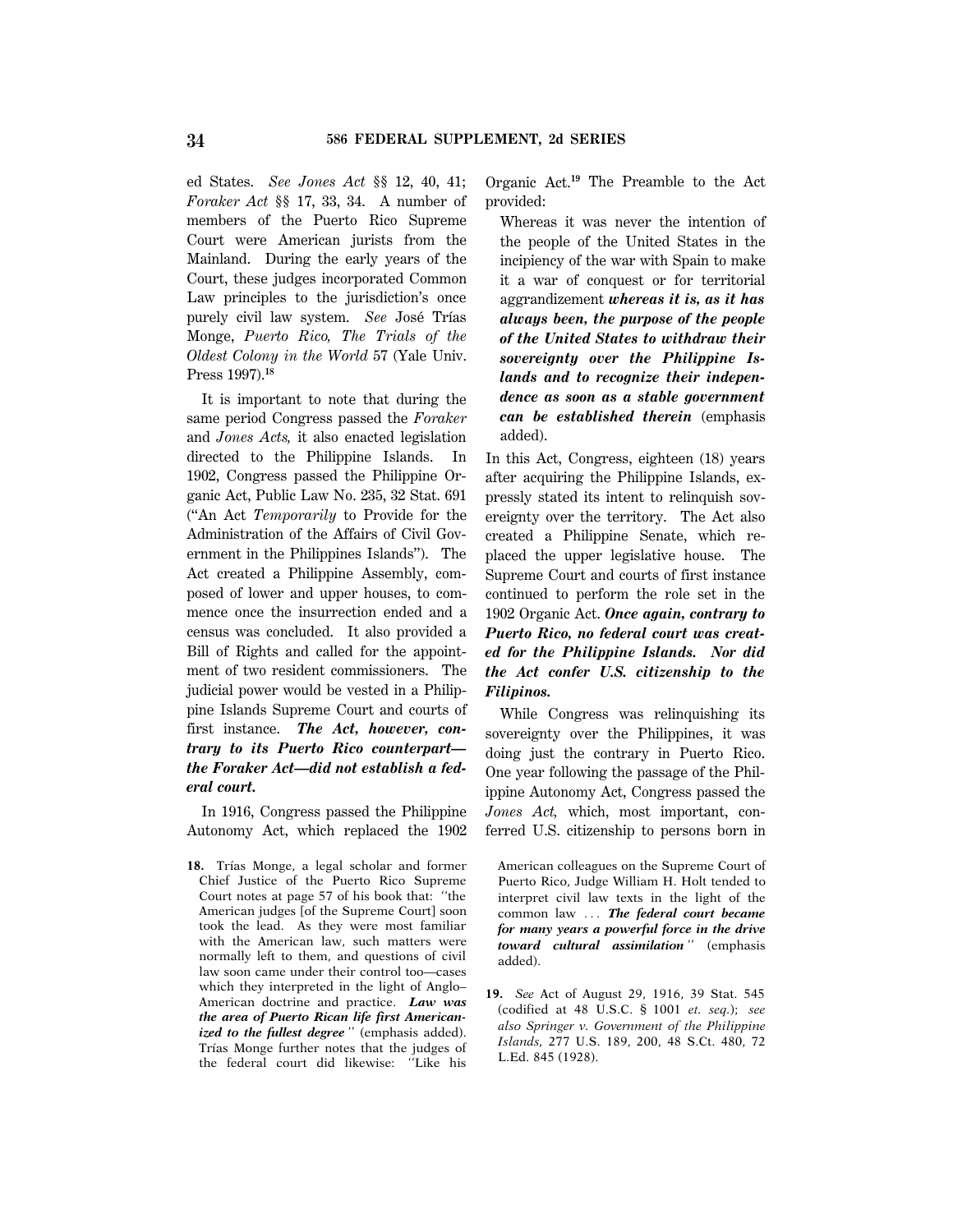ed States. *See Jones Act* §§ 12, 40, 41; *Foraker Act* §§ 17, 33, 34. A number of members of the Puerto Rico Supreme Court were American jurists from the Mainland. During the early years of the Court, these judges incorporated Common Law principles to the jurisdiction's once purely civil law system. *See* José Trías Monge, *Puerto Rico, The Trials of the Oldest Colony in the World* 57 (Yale Univ. Press 1997).[18]

It is important to note that during the same period Congress passed the *Foraker* and *Jones Acts,* it also enacted legislation directed to the Philippine Islands. In 1902, Congress passed the Philippine Organic Act, Public Law No. 235, 32 Stat. 691 ("An Act *Temporarily* to Provide for the Administration of the Affairs of Civil Government in the Philippines Islands"). The Act created a Philippine Assembly, composed of lower and upper houses, to commence once the insurrection ended and a census was concluded. It also provided a Bill of Rights and called for the appointment of two resident commissioners. The judicial power would be vested in a Philippine Islands Supreme Court and courts of first instance. ***The Act, however, contrary to its Puerto Rico counterpart—the Foraker Act—did not establish a federal court.***

In 1916, Congress passed the Philippine Autonomy Act, which replaced the 1902 Organic Act.[19] The Preamble to the Act provided:

> Whereas it was never the intention of the people of the United States in the incipiency of the war with Spain to make it a war of conquest or for territorial aggrandizement ***whereas it is, as it has always been, the purpose of the people of the United States to withdraw their sovereignty over the Philippine Islands and to recognize their independence as soon as a stable government can be established therein*** (emphasis added).

In this Act, Congress, eighteen (18) years after acquiring the Philippine Islands, expressly stated its intent to relinquish sovereignty over the territory. The Act also created a Philippine Senate, which replaced the upper legislative house. The Supreme Court and courts of first instance continued to perform the role set in the 1902 Organic Act. ***Once again, contrary to Puerto Rico, no federal court was created for the Philippine Islands. Nor did the Act confer U.S. citizenship to the Filipinos.***

While Congress was relinquishing its sovereignty over the Philippines, it was doing just the contrary in Puerto Rico. One year following the passage of the Philippine Autonomy Act, Congress passed the *Jones Act,* which, most important, conferred U.S. citizenship to persons born in

---

18. Trías Monge, a legal scholar and former Chief Justice of the Puerto Rico Supreme Court notes at page 57 of his book that: "the American judges [of the Supreme Court] soon took the lead. As they were most familiar with the American law, such matters were normally left to them, and questions of civil law soon came under their control too—cases which they interpreted in the light of Anglo–American doctrine and practice. ***Law was the area of Puerto Rican life first Americanized to the fullest degree***" (emphasis added). Trías Monge further notes that the judges of the federal court did likewise: "Like his American colleagues on the Supreme Court of Puerto Rico, Judge William H. Holt tended to interpret civil law texts in the light of the common law ... ***The federal court became for many years a powerful force in the drive toward cultural assimilation***" (emphasis added).

19. *See* Act of August 29, 1916, 39 Stat. 545 (codified at 48 U.S.C. § 1001 *et. seq.*); *see also Springer v. Government of the Philippine Islands,* 277 U.S. 189, 200, 48 S.Ct. 480, 72 L.Ed. 845 (1928).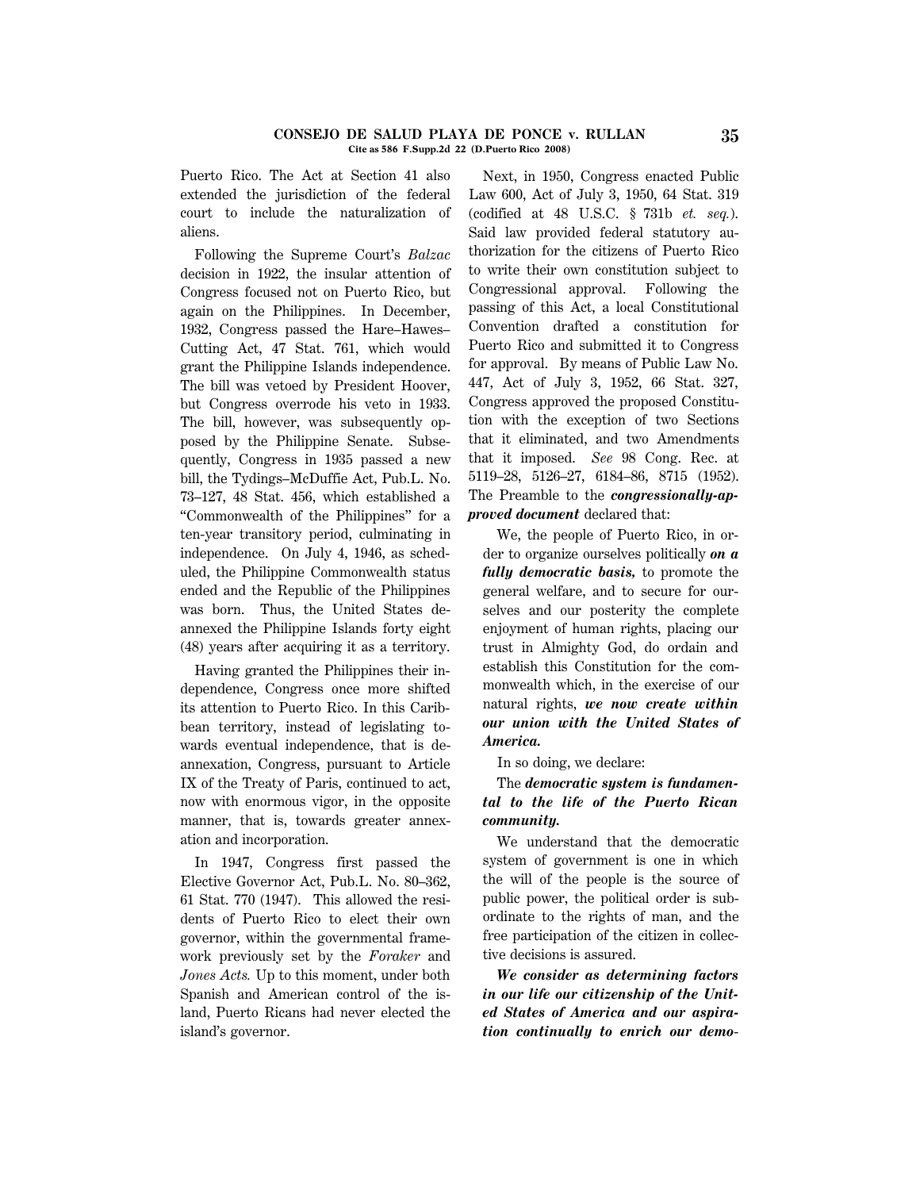Puerto Rico. The Act at Section 41 also extended the jurisdiction of the federal court to include the naturalization of aliens.

Following the Supreme Court's *Balzac* decision in 1922, the insular attention of Congress focused not on Puerto Rico, but again on the Philippines. In December, 1932, Congress passed the Hare–Hawes–Cutting Act, 47 Stat. 761, which would grant the Philippine Islands independence. The bill was vetoed by President Hoover, but Congress overrode his veto in 1933. The bill, however, was subsequently opposed by the Philippine Senate. Subsequently, Congress in 1935 passed a new bill, the Tydings–McDuffie Act, Pub.L. No. 73–127, 48 Stat. 456, which established a "Commonwealth of the Philippines" for a ten-year transitory period, culminating in independence. On July 4, 1946, as scheduled, the Philippine Commonwealth status ended and the Republic of the Philippines was born. Thus, the United States de-annexed the Philippine Islands forty eight (48) years after acquiring it as a territory.

Having granted the Philippines their independence, Congress once more shifted its attention to Puerto Rico. In this Caribbean territory, instead of legislating towards eventual independence, that is de-annexation, Congress, pursuant to Article IX of the Treaty of Paris, continued to act, now with enormous vigor, in the opposite manner, that is, towards greater annexation and incorporation.

In 1947, Congress first passed the Elective Governor Act, Pub.L. No. 80–362, 61 Stat. 770 (1947). This allowed the residents of Puerto Rico to elect their own governor, within the governmental framework previously set by the *Foraker* and *Jones Acts.* Up to this moment, under both Spanish and American control of the island, Puerto Ricans had never elected the island's governor.

Next, in 1950, Congress enacted Public Law 600, Act of July 3, 1950, 64 Stat. 319 (codified at 48 U.S.C. § 731b *et. seq.*). Said law provided federal statutory authorization for the citizens of Puerto Rico to write their own constitution subject to Congressional approval. Following the passing of this Act, a local Constitutional Convention drafted a constitution for Puerto Rico and submitted it to Congress for approval. By means of Public Law No. 447, Act of July 3, 1952, 66 Stat. 327, Congress approved the proposed Constitution with the exception of two Sections that it eliminated, and two Amendments that it imposed. *See* 98 Cong. Rec. at 5119–28, 5126–27, 6184–86, 8715 (1952). The Preamble to the ***congressionally-approved document*** declared that:

> We, the people of Puerto Rico, in order to organize ourselves politically ***on a fully democratic basis,*** to promote the general welfare, and to secure for ourselves and our posterity the complete enjoyment of human rights, placing our trust in Almighty God, do ordain and establish this Constitution for the commonwealth which, in the exercise of our natural rights, ***we now create within our union with the United States of America.***
>
> In so doing, we declare:
>
> The ***democratic system is fundamental to the life of the Puerto Rican community.***
>
> We understand that the democratic system of government is one in which the will of the people is the source of public power, the political order is subordinate to the rights of man, and the free participation of the citizen in collective decisions is assured.
>
> ***We consider as determining factors in our life our citizenship of the United States of America and our aspiration continually to enrich our demo-***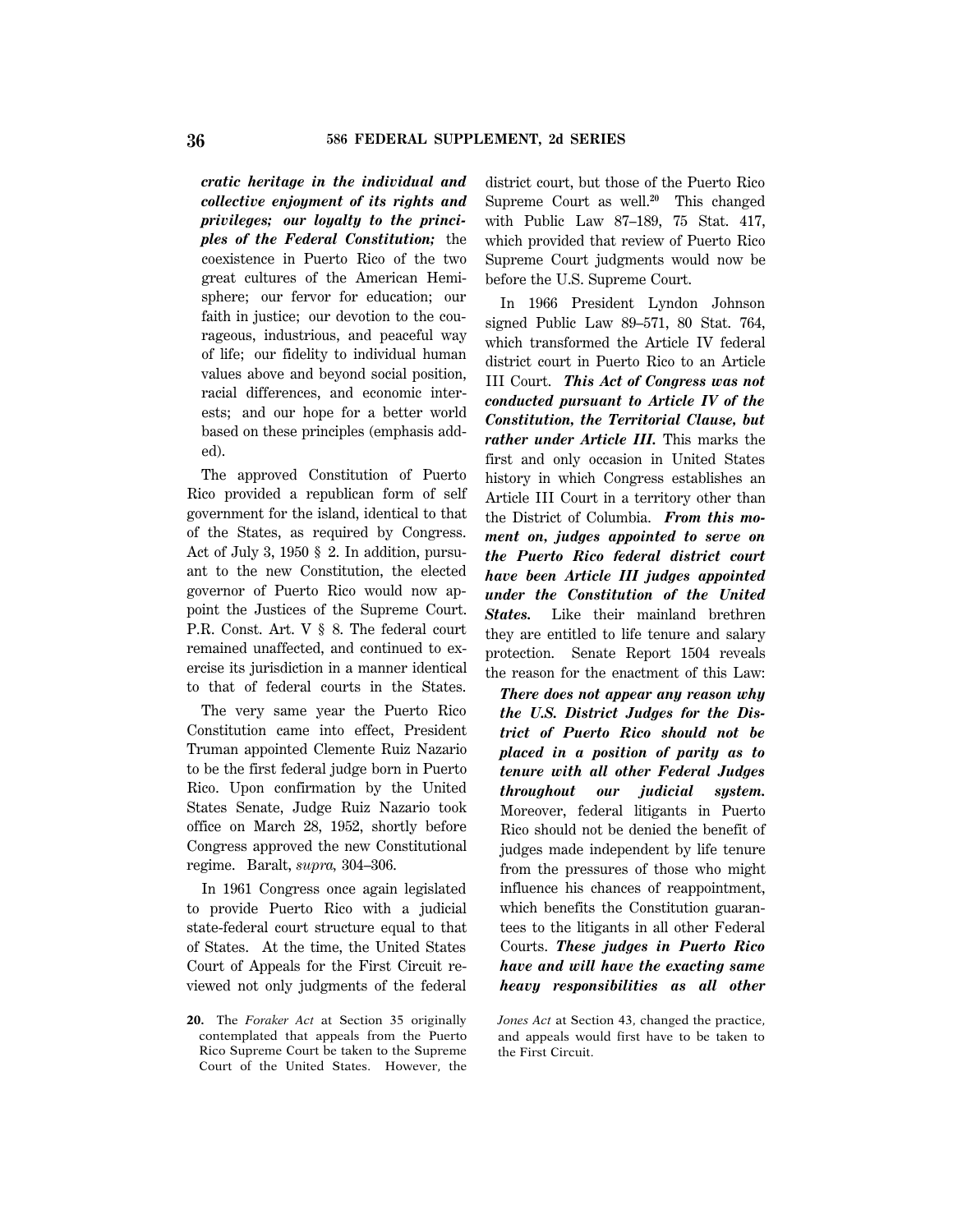***cratic heritage in the individual and collective enjoyment of its rights and privileges; our loyalty to the principles of the Federal Constitution;*** the coexistence in Puerto Rico of the two great cultures of the American Hemisphere; our fervor for education; our faith in justice; our devotion to the courageous, industrious, and peaceful way of life; our fidelity to individual human values above and beyond social position, racial differences, and economic interests; and our hope for a better world based on these principles (emphasis added).

The approved Constitution of Puerto Rico provided a republican form of self government for the island, identical to that of the States, as required by Congress. Act of July 3, 1950 § 2. In addition, pursuant to the new Constitution, the elected governor of Puerto Rico would now appoint the Justices of the Supreme Court. P.R. Const. Art. V § 8. The federal court remained unaffected, and continued to exercise its jurisdiction in a manner identical to that of federal courts in the States.

The very same year the Puerto Rico Constitution came into effect, President Truman appointed Clemente Ruiz Nazario to be the first federal judge born in Puerto Rico. Upon confirmation by the United States Senate, Judge Ruiz Nazario took office on March 28, 1952, shortly before Congress approved the new Constitutional regime. Baralt, *supra,* 304–306.

In 1961 Congress once again legislated to provide Puerto Rico with a judicial state-federal court structure equal to that of States. At the time, the United States Court of Appeals for the First Circuit reviewed not only judgments of the federal district court, but those of the Puerto Rico Supreme Court as well.[20] This changed with Public Law 87–189, 75 Stat. 417, which provided that review of Puerto Rico Supreme Court judgments would now be before the U.S. Supreme Court.

In 1966 President Lyndon Johnson signed Public Law 89–571, 80 Stat. 764, which transformed the Article IV federal district court in Puerto Rico to an Article III Court. ***This Act of Congress was not conducted pursuant to Article IV of the Constitution, the Territorial Clause, but rather under Article III.*** This marks the first and only occasion in United States history in which Congress establishes an Article III Court in a territory other than the District of Columbia. ***From this moment on, judges appointed to serve on the Puerto Rico federal district court have been Article III judges appointed under the Constitution of the United States.*** Like their mainland brethren they are entitled to life tenure and salary protection. Senate Report 1504 reveals the reason for the enactment of this Law:

> ***There does not appear any reason why the U.S. District Judges for the District of Puerto Rico should not be placed in a position of parity as to tenure with all other Federal Judges throughout our judicial system.*** Moreover, federal litigants in Puerto Rico should not be denied the benefit of judges made independent by life tenure from the pressures of those who might influence his chances of reappointment, which benefits the Constitution guarantees to the litigants in all other Federal Courts. ***These judges in Puerto Rico have and will have the exacting same heavy responsibilities as all other***

20. The *Foraker Act* at Section 35 originally contemplated that appeals from the Puerto Rico Supreme Court be taken to the Supreme Court of the United States. However, the *Jones Act* at Section 43, changed the practice, and appeals would first have to be taken to the First Circuit.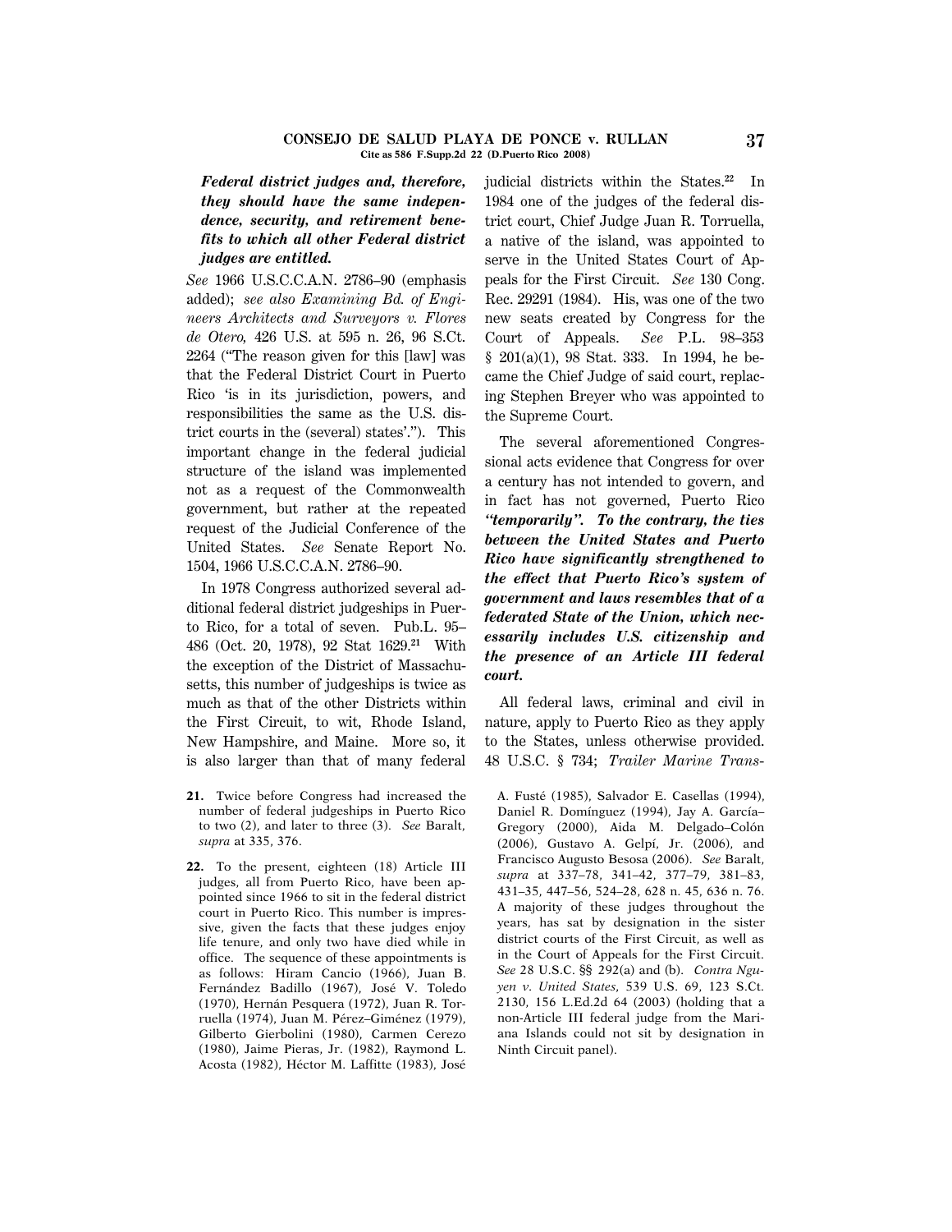***Federal district judges and, therefore, they should have the same independence, security, and retirement benefits to which all other Federal district judges are entitled.***

*See* 1966 U.S.C.C.A.N. 2786–90 (emphasis added); *see also Examining Bd. of Engineers Architects and Surveyors v. Flores de Otero,* 426 U.S. at 595 n. 26, 96 S.Ct. 2264 ("The reason given for this [law] was that the Federal District Court in Puerto Rico 'is in its jurisdiction, powers, and responsibilities the same as the U.S. district courts in the (several) states'."). This important change in the federal judicial structure of the island was implemented not as a request of the Commonwealth government, but rather at the repeated request of the Judicial Conference of the United States. *See* Senate Report No. 1504, 1966 U.S.C.C.A.N. 2786–90.

In 1978 Congress authorized several additional federal district judgeships in Puerto Rico, for a total of seven. Pub.L. 95–486 (Oct. 20, 1978), 92 Stat 1629.[21] With the exception of the District of Massachusetts, this number of judgeships is twice as much as that of the other Districts within the First Circuit, to wit, Rhode Island, New Hampshire, and Maine. More so, it is also larger than that of many federal judicial districts within the States.[22] In 1984 one of the judges of the federal district court, Chief Judge Juan R. Torruella, a native of the island, was appointed to serve in the United States Court of Appeals for the First Circuit. *See* 130 Cong. Rec. 29291 (1984). His, was one of the two new seats created by Congress for the Court of Appeals. *See* P.L. 98–353 § 201(a)(1), 98 Stat. 333. In 1994, he became the Chief Judge of said court, replacing Stephen Breyer who was appointed to the Supreme Court.

The several aforementioned Congressional acts evidence that Congress for over a century has not intended to govern, and in fact has not governed, Puerto Rico ***"temporarily". To the contrary, the ties between the United States and Puerto Rico have significantly strengthened to the effect that Puerto Rico's system of government and laws resembles that of a federated State of the Union, which necessarily includes U.S. citizenship and the presence of an Article III federal court.***

All federal laws, criminal and civil in nature, apply to Puerto Rico as they apply to the States, unless otherwise provided. 48 U.S.C. § 734; *Trailer Marine Trans-*

---

21. Twice before Congress had increased the number of federal judgeships in Puerto Rico to two (2), and later to three (3). *See* Baralt, *supra* at 335, 376.

22. To the present, eighteen (18) Article III judges, all from Puerto Rico, have been appointed since 1966 to sit in the federal district court in Puerto Rico. This number is impressive, given the facts that these judges enjoy life tenure, and only two have died while in office. The sequence of these appointments is as follows: Hiram Cancio (1966), Juan B. Fernández Badillo (1967), José V. Toledo (1970), Hernán Pesquera (1972), Juan R. Torruella (1974), Juan M. Pérez–Giménez (1979), Gilberto Gierbolini (1980), Carmen Cerezo (1980), Jaime Pieras, Jr. (1982), Raymond L. Acosta (1982), Héctor M. Laffitte (1983), José A. Fusté (1985), Salvador E. Casellas (1994), Daniel R. Domínguez (1994), Jay A. García–Gregory (2000), Aida M. Delgado–Colón (2006), Gustavo A. Gelpí, Jr. (2006), and Francisco Augusto Besosa (2006). *See* Baralt, *supra* at 337–78, 341–42, 377–79, 381–83, 431–35, 447–56, 524–28, 628 n. 45, 636 n. 76. A majority of these judges throughout the years, has sat by designation in the sister district courts of the First Circuit, as well as in the Court of Appeals for the First Circuit. *See* 28 U.S.C. §§ 292(a) and (b). *Contra Nguyen v. United States,* 539 U.S. 69, 123 S.Ct. 2130, 156 L.Ed.2d 64 (2003) (holding that a non-Article III federal judge from the Mariana Islands could not sit by designation in Ninth Circuit panel).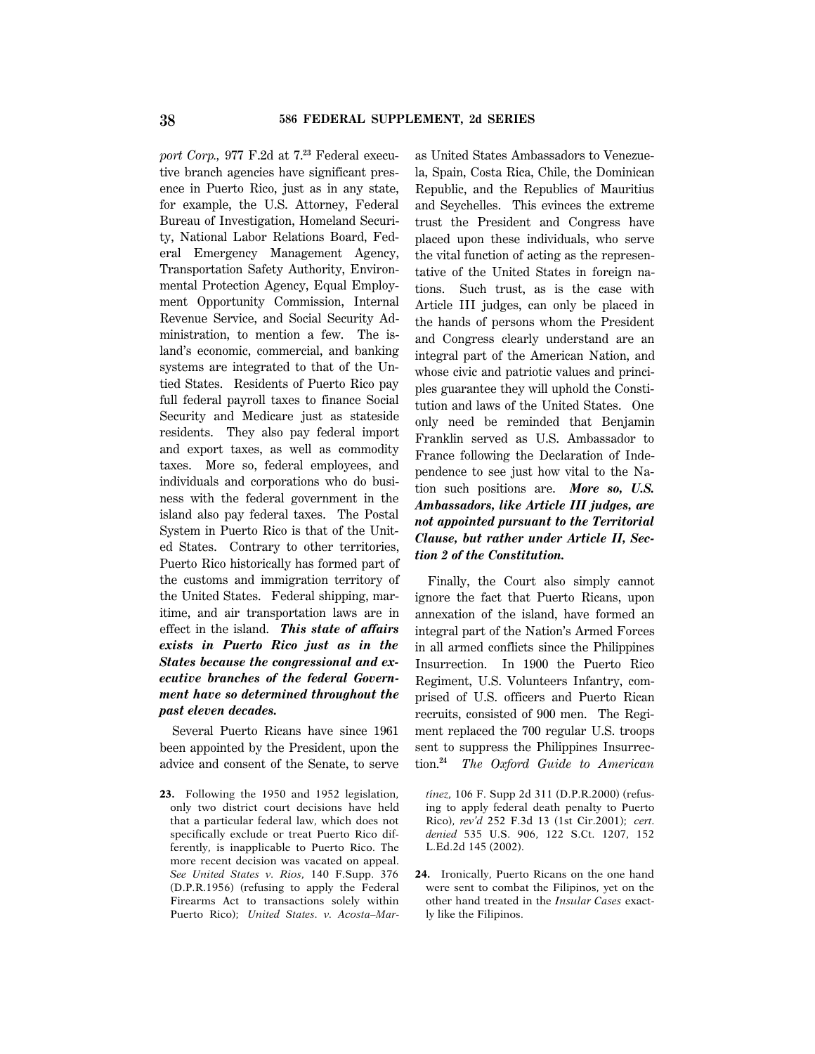*port Corp.,* 977 F.2d at 7.[23] Federal executive branch agencies have significant presence in Puerto Rico, just as in any state, for example, the U.S. Attorney, Federal Bureau of Investigation, Homeland Security, National Labor Relations Board, Federal Emergency Management Agency, Transportation Safety Authority, Environmental Protection Agency, Equal Employment Opportunity Commission, Internal Revenue Service, and Social Security Administration, to mention a few. The island's economic, commercial, and banking systems are integrated to that of the Untied States. Residents of Puerto Rico pay full federal payroll taxes to finance Social Security and Medicare just as stateside residents. They also pay federal import and export taxes, as well as commodity taxes. More so, federal employees, and individuals and corporations who do business with the federal government in the island also pay federal taxes. The Postal System in Puerto Rico is that of the United States. Contrary to other territories, Puerto Rico historically has formed part of the customs and immigration territory of the United States. Federal shipping, maritime, and air transportation laws are in effect in the island. ***This state of affairs exists in Puerto Rico just as in the States because the congressional and executive branches of the federal Government have so determined throughout the past eleven decades.***

Several Puerto Ricans have since 1961 been appointed by the President, upon the advice and consent of the Senate, to serve as United States Ambassadors to Venezuela, Spain, Costa Rica, Chile, the Dominican Republic, and the Republics of Mauritius and Seychelles. This evinces the extreme trust the President and Congress have placed upon these individuals, who serve the vital function of acting as the representative of the United States in foreign nations. Such trust, as is the case with Article III judges, can only be placed in the hands of persons whom the President and Congress clearly understand are an integral part of the American Nation, and whose civic and patriotic values and principles guarantee they will uphold the Constitution and laws of the United States. One only need be reminded that Benjamin Franklin served as U.S. Ambassador to France following the Declaration of Independence to see just how vital to the Nation such positions are. ***More so, U.S. Ambassadors, like Article III judges, are not appointed pursuant to the Territorial Clause, but rather under Article II, Section 2 of the Constitution.***

Finally, the Court also simply cannot ignore the fact that Puerto Ricans, upon annexation of the island, have formed an integral part of the Nation's Armed Forces in all armed conflicts since the Philippines Insurrection. In 1900 the Puerto Rico Regiment, U.S. Volunteers Infantry, comprised of U.S. officers and Puerto Rican recruits, consisted of 900 men. The Regiment replaced the 700 regular U.S. troops sent to suppress the Philippines Insurrection.[24] *The Oxford Guide to American*

---

23. Following the 1950 and 1952 legislation, only two district court decisions have held that a particular federal law, which does not specifically exclude or treat Puerto Rico differently, is inapplicable to Puerto Rico. The more recent decision was vacated on appeal. *See United States v. Rios,* 140 F.Supp. 376 (D.P.R.1956) (refusing to apply the Federal Firearms Act to transactions solely within Puerto Rico); *United States. v. Acosta–Martínez,* 106 F. Supp 2d 311 (D.P.R.2000) (refusing to apply federal death penalty to Puerto Rico), *rev'd* 252 F.3d 13 (1st Cir.2001); *cert. denied* 535 U.S. 906, 122 S.Ct. 1207, 152 L.Ed.2d 145 (2002).

24. Ironically, Puerto Ricans on the one hand were sent to combat the Filipinos, yet on the other hand treated in the *Insular Cases* exactly like the Filipinos.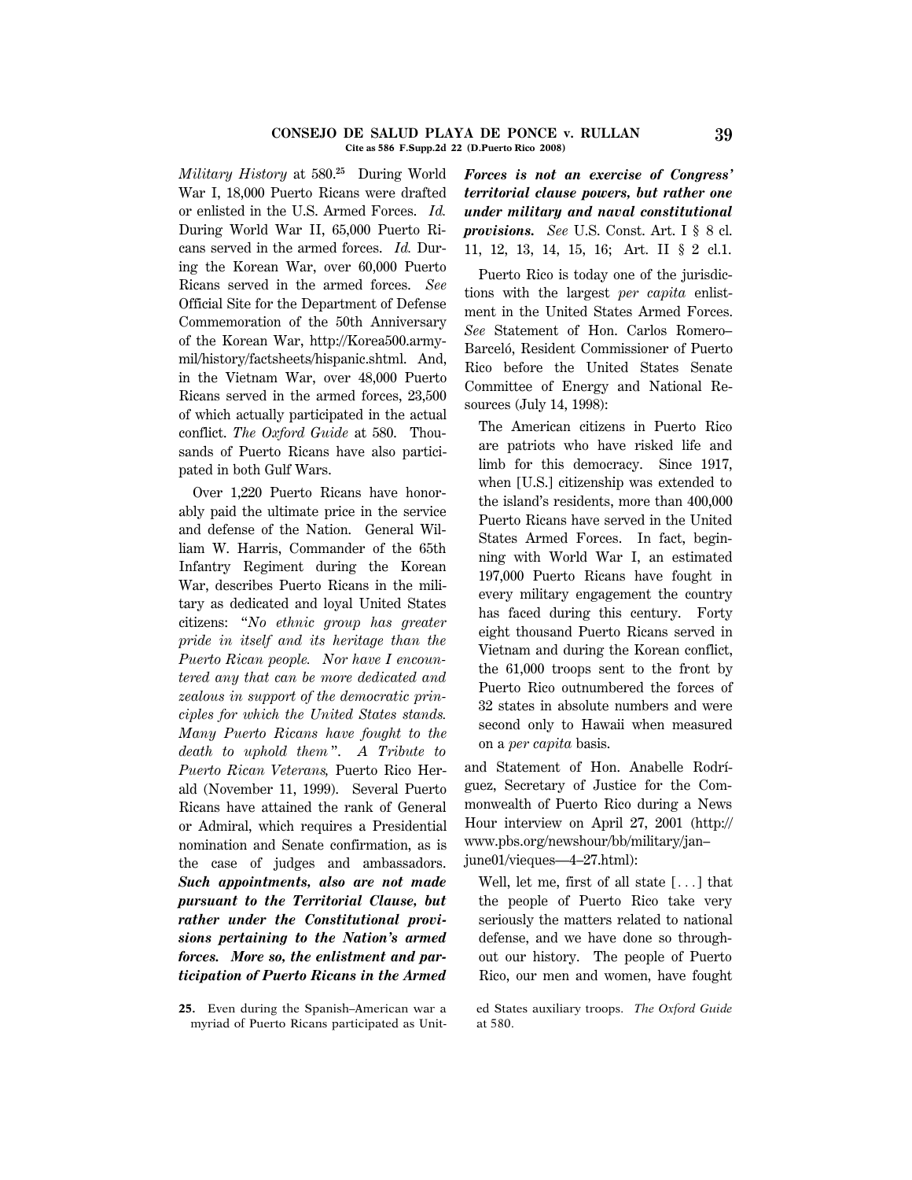*Military History* at 580.[25] During World War I, 18,000 Puerto Ricans were drafted or enlisted in the U.S. Armed Forces. *Id.* During World War II, 65,000 Puerto Ricans served in the armed forces. *Id.* During the Korean War, over 60,000 Puerto Ricans served in the armed forces. *See* Official Site for the Department of Defense Commemoration of the 50th Anniversary of the Korean War, http://Korea500.army.mil/history/factsheets/hispanic.shtml. And, in the Vietnam War, over 48,000 Puerto Ricans served in the armed forces, 23,500 of which actually participated in the actual conflict. *The Oxford Guide* at 580. Thousands of Puerto Ricans have also participated in both Gulf Wars.

Over 1,220 Puerto Ricans have honorably paid the ultimate price in the service and defense of the Nation. General William W. Harris, Commander of the 65th Infantry Regiment during the Korean War, describes Puerto Ricans in the military as dedicated and loyal United States citizens: "*No ethnic group has greater pride in itself and its heritage than the Puerto Rican people. Nor have I encountered any that can be more dedicated and zealous in support of the democratic principles for which the United States stands. Many Puerto Ricans have fought to the death to uphold them*". *A Tribute to Puerto Rican Veterans,* Puerto Rico Herald (November 11, 1999). Several Puerto Ricans have attained the rank of General or Admiral, which requires a Presidential nomination and Senate confirmation, as is the case of judges and ambassadors. ***Such appointments, also are not made pursuant to the Territorial Clause, but rather under the Constitutional provisions pertaining to the Nation's armed forces. More so, the enlistment and participation of Puerto Ricans in the Armed Forces is not an exercise of Congress' territorial clause powers, but rather one under military and naval constitutional provisions.*** *See* U.S. Const. Art. I § 8 cl. 11, 12, 13, 14, 15, 16; Art. II § 2 cl.1.

Puerto Rico is today one of the jurisdictions with the largest *per capita* enlistment in the United States Armed Forces. *See* Statement of Hon. Carlos Romero–Barceló, Resident Commissioner of Puerto Rico before the United States Senate Committee of Energy and National Resources (July 14, 1998):

> The American citizens in Puerto Rico are patriots who have risked life and limb for this democracy. Since 1917, when [U.S.] citizenship was extended to the island's residents, more than 400,000 Puerto Ricans have served in the United States Armed Forces. In fact, beginning with World War I, an estimated 197,000 Puerto Ricans have fought in every military engagement the country has faced during this century. Forty eight thousand Puerto Ricans served in Vietnam and during the Korean conflict, the 61,000 troops sent to the front by Puerto Rico outnumbered the forces of 32 states in absolute numbers and were second only to Hawaii when measured on a *per capita* basis.

and Statement of Hon. Anabelle Rodríguez, Secretary of Justice for the Commonwealth of Puerto Rico during a News Hour interview on April 27, 2001 (http://www.pbs.org/newshour/bb/military/jan–june01/vieques—4–27.html):

> Well, let me, first of all state [. . .] that the people of Puerto Rico take very seriously the matters related to national defense, and we have done so throughout our history. The people of Puerto Rico, our men and women, have fought

25. Even during the Spanish–American war a myriad of Puerto Ricans participated as United States auxiliary troops. *The Oxford Guide* at 580.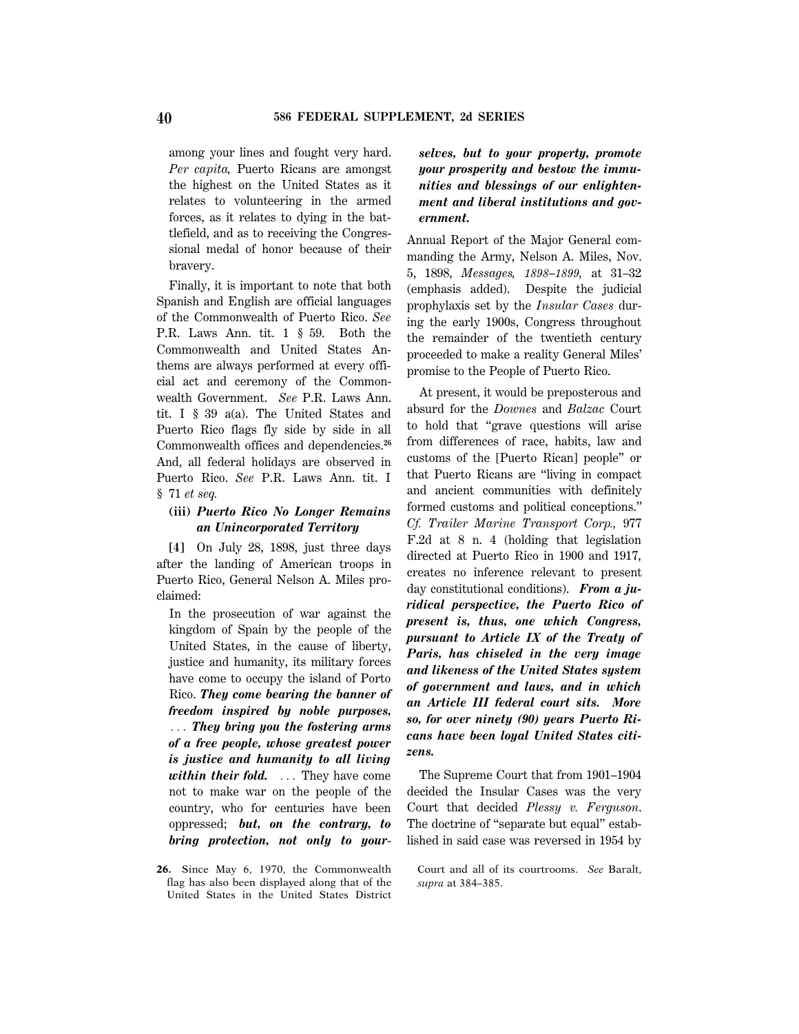among your lines and fought very hard. *Per capita,* Puerto Ricans are amongst the highest on the United States as it relates to volunteering in the armed forces, as it relates to dying in the battlefield, and as to receiving the Congressional medal of honor because of their bravery.

Finally, it is important to note that both Spanish and English are official languages of the Commonwealth of Puerto Rico. *See* P.R. Laws Ann. tit. 1 § 59. Both the Commonwealth and United States Anthems are always performed at every official act and ceremony of the Commonwealth Government. *See* P.R. Laws Ann. tit. I § 39 a(a). The United States and Puerto Rico flags fly side by side in all Commonwealth offices and dependencies.[26] And, all federal holidays are observed in Puerto Rico. *See* P.R. Laws Ann. tit. I § 71 *et seq.*

### (iii) *Puerto Rico No Longer Remains an Unincorporated Territory*

**[4]** On July 28, 1898, just three days after the landing of American troops in Puerto Rico, General Nelson A. Miles proclaimed:

> In the prosecution of war against the kingdom of Spain by the people of the United States, in the cause of liberty, justice and humanity, its military forces have come to occupy the island of Porto Rico. ***They come bearing the banner of freedom inspired by noble purposes,*** ... ***They bring you the fostering arms of a free people, whose greatest power is justice and humanity to all living within their fold.*** ... They have come not to make war on the people of the country, who for centuries have been oppressed; ***but, on the contrary, to bring protection, not only to yourselves, but to your property, promote your prosperity and bestow the immunities and blessings of our enlightenment and liberal institutions and government.***

Annual Report of the Major General commanding the Army, Nelson A. Miles, Nov. 5, 1898, *Messages, 1898–1899,* at 31–32 (emphasis added). Despite the judicial prophylaxis set by the *Insular Cases* during the early 1900s, Congress throughout the remainder of the twentieth century proceeded to make a reality General Miles' promise to the People of Puerto Rico.

At present, it would be preposterous and absurd for the *Downes* and *Balzac* Court to hold that "grave questions will arise from differences of race, habits, law and customs of the [Puerto Rican] people" or that Puerto Ricans are "living in compact and ancient communities with definitely formed customs and political conceptions." *Cf. Trailer Marine Transport Corp.,* 977 F.2d at 8 n. 4 (holding that legislation directed at Puerto Rico in 1900 and 1917, creates no inference relevant to present day constitutional conditions). ***From a juridical perspective, the Puerto Rico of present is, thus, one which Congress, pursuant to Article IX of the Treaty of Paris, has chiseled in the very image and likeness of the United States system of government and laws, and in which an Article III federal court sits. More so, for over ninety (90) years Puerto Ricans have been loyal United States citizens.***

The Supreme Court that from 1901–1904 decided the Insular Cases was the very Court that decided *Plessy v. Ferguson*. The doctrine of "separate but equal" established in said case was reversed in 1954 by

---

26. Since May 6, 1970, the Commonwealth flag has also been displayed along that of the United States in the United States District Court and all of its courtrooms. *See* Baralt, *supra* at 384–385.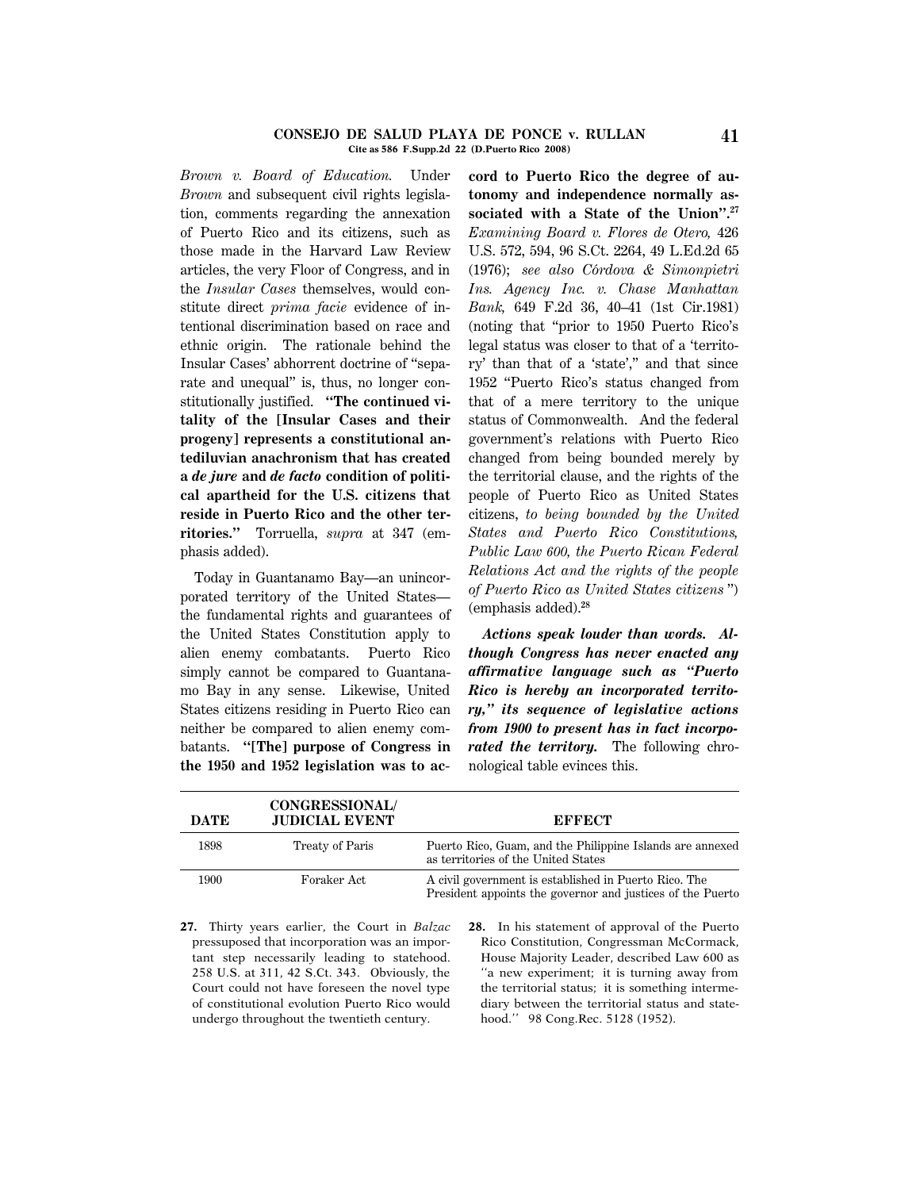*Brown v. Board of Education.* Under *Brown* and subsequent civil rights legislation, comments regarding the annexation of Puerto Rico and its citizens, such as those made in the Harvard Law Review articles, the very Floor of Congress, and in the *Insular Cases* themselves, would constitute direct *prima facie* evidence of intentional discrimination based on race and ethnic origin. The rationale behind the Insular Cases' abhorrent doctrine of "separate and unequal" is, thus, no longer constitutionally justified. **"The continued vitality of the [Insular Cases and their progeny] represents a constitutional antediluvian anachronism that has created a *de jure* and *de facto* condition of political apartheid for the U.S. citizens that reside in Puerto Rico and the other territories."** Torruella, *supra* at 347 (emphasis added).

Today in Guantanamo Bay—an unincorporated territory of the United States—the fundamental rights and guarantees of the United States Constitution apply to alien enemy combatants. Puerto Rico simply cannot be compared to Guantanamo Bay in any sense. Likewise, United States citizens residing in Puerto Rico can neither be compared to alien enemy combatants. **"[The] purpose of Congress in the 1950 and 1952 legislation was to accord to Puerto Rico the degree of autonomy and independence normally associated with a State of the Union".**[27] *Examining Board v. Flores de Otero,* 426 U.S. 572, 594, 96 S.Ct. 2264, 49 L.Ed.2d 65 (1976); *see also Córdova & Simonpietri Ins. Agency Inc. v. Chase Manhattan Bank,* 649 F.2d 36, 40–41 (1st Cir.1981) (noting that "prior to 1950 Puerto Rico's legal status was closer to that of a 'territory' than that of a 'state'," and that since 1952 "Puerto Rico's status changed from that of a mere territory to the unique status of Commonwealth. And the federal government's relations with Puerto Rico changed from being bounded merely by the territorial clause, and the rights of the people of Puerto Rico as United States citizens, *to being bounded by the United States and Puerto Rico Constitutions, Public Law 600, the Puerto Rican Federal Relations Act and the rights of the people of Puerto Rico as United States citizens*") (emphasis added).[28]

***Actions speak louder than words. Although Congress has never enacted any affirmative language such as "Puerto Rico is hereby an incorporated territory," its sequence of legislative actions from 1900 to present has in fact incorporated the territory.*** The following chronological table evinces this.

| DATE | CONGRESSIONAL/ JUDICIAL EVENT | EFFECT |
|---|---|---|
| 1898 | Treaty of Paris | Puerto Rico, Guam, and the Philippine Islands are annexed as territories of the United States |
| 1900 | Foraker Act | A civil government is established in Puerto Rico. The President appoints the governor and justices of the Puerto |

27. Thirty years earlier, the Court in *Balzac* pressuposed that incorporation was an important step necessarily leading to statehood. 258 U.S. at 311, 42 S.Ct. 343. Obviously, the Court could not have foreseen the novel type of constitutional evolution Puerto Rico would undergo throughout the twentieth century.

28. In his statement of approval of the Puerto Rico Constitution, Congressman McCormack, House Majority Leader, described Law 600 as "a new experiment; it is turning away from the territorial status; it is something intermediary between the territorial status and statehood." 98 Cong.Rec. 5128 (1952).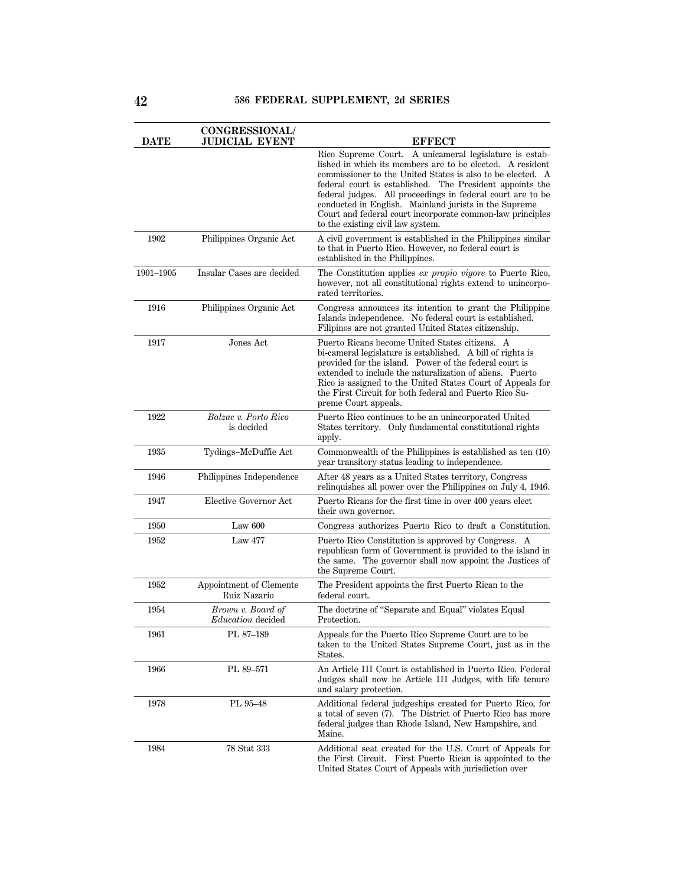| DATE | CONGRESSIONAL/ JUDICIAL EVENT | EFFECT |
|---|---|---|
| | | Rico Supreme Court. A unicameral legislature is established in which its members are to be elected. A resident commissioner to the United States is also to be elected. A federal court is established. The President appoints the federal judges. All proceedings in federal court are to be conducted in English. Mainland jurists in the Supreme Court and federal court incorporate common-law principles to the existing civil law system. |
| 1902 | Philippines Organic Act | A civil government is established in the Philippines similar to that in Puerto Rico. However, no federal court is established in the Philippines. |
| 1901–1905 | Insular Cases are decided | The Constitution applies *ex propio vigore* to Puerto Rico, however, not all constitutional rights extend to unincorporated territories. |
| 1916 | Philippines Organic Act | Congress announces its intention to grant the Philippine Islands independence. No federal court is established. Filipinos are not granted United States citizenship. |
| 1917 | Jones Act | Puerto Ricans become United States citizens. A bi-cameral legislature is established. A bill of rights is provided for the island. Power of the federal court is extended to include the naturalization of aliens. Puerto Rico is assigned to the United States Court of Appeals for the First Circuit for both federal and Puerto Rico Supreme Court appeals. |
| 1922 | *Balzac v. Porto Rico* is decided | Puerto Rico continues to be an unincorporated United States territory. Only fundamental constitutional rights apply. |
| 1935 | Tydings–McDuffie Act | Commonwealth of the Philippines is established as ten (10) year transitory status leading to independence. |
| 1946 | Philippines Independence | After 48 years as a United States territory, Congress relinquishes all power over the Philippines on July 4, 1946. |
| 1947 | Elective Governor Act | Puerto Ricans for the first time in over 400 years elect their own governor. |
| 1950 | Law 600 | Congress authorizes Puerto Rico to draft a Constitution. |
| 1952 | Law 477 | Puerto Rico Constitution is approved by Congress. A republican form of Government is provided to the island in the same. The governor shall now appoint the Justices of the Supreme Court. |
| 1952 | Appointment of Clemente Ruiz Nazario | The President appoints the first Puerto Rican to the federal court. |
| 1954 | *Brown v. Board of Education* decided | The doctrine of "Separate and Equal" violates Equal Protection. |
| 1961 | PL 87–189 | Appeals for the Puerto Rico Supreme Court are to be taken to the United States Supreme Court, just as in the States. |
| 1966 | PL 89–571 | An Article III Court is established in Puerto Rico. Federal Judges shall now be Article III Judges, with life tenure and salary protection. |
| 1978 | PL 95–48 | Additional federal judgeships created for Puerto Rico, for a total of seven (7). The District of Puerto Rico has more federal judges than Rhode Island, New Hampshire, and Maine. |
| 1984 | 78 Stat 333 | Additional seat created for the U.S. Court of Appeals for the First Circuit. First Puerto Rican is appointed to the United States Court of Appeals with jurisdiction over |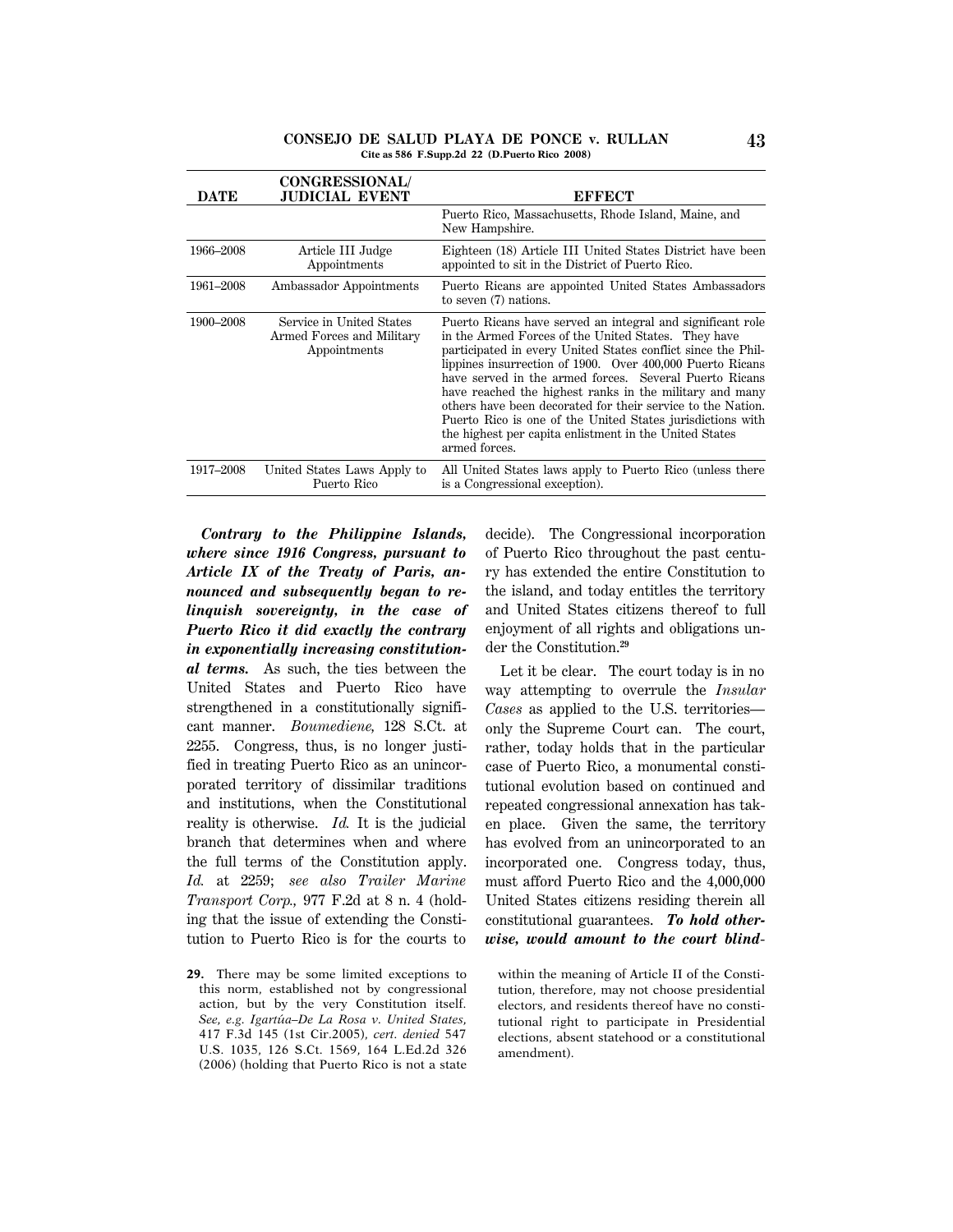| DATE | CONGRESSIONAL/ JUDICIAL EVENT | EFFECT |
|---|---|---|
| | | Puerto Rico, Massachusetts, Rhode Island, Maine, and New Hampshire. |
| 1966–2008 | Article III Judge Appointments | Eighteen (18) Article III United States District have been appointed to sit in the District of Puerto Rico. |
| 1961–2008 | Ambassador Appointments | Puerto Ricans are appointed United States Ambassadors to seven (7) nations. |
| 1900–2008 | Service in United States Armed Forces and Military Appointments | Puerto Ricans have served an integral and significant role in the Armed Forces of the United States. They have participated in every United States conflict since the Philippines insurrection of 1900. Over 400,000 Puerto Ricans have served in the armed forces. Several Puerto Ricans have reached the highest ranks in the military and many others have been decorated for their service to the Nation. Puerto Rico is one of the United States jurisdictions with the highest per capita enlistment in the United States armed forces. |
| 1917–2008 | United States Laws Apply to Puerto Rico | All United States laws apply to Puerto Rico (unless there is a Congressional exception). |

***Contrary to the Philippine Islands, where since 1916 Congress, pursuant to Article IX of the Treaty of Paris, announced and subsequently began to relinquish sovereignty, in the case of Puerto Rico it did exactly the contrary in exponentially increasing constitutional terms.*** As such, the ties between the United States and Puerto Rico have strengthened in a constitutionally significant manner. *Boumediene,* 128 S.Ct. at 2255. Congress, thus, is no longer justified in treating Puerto Rico as an unincorporated territory of dissimilar traditions and institutions, when the Constitutional reality is otherwise. *Id.* It is the judicial branch that determines when and where the full terms of the Constitution apply. *Id.* at 2259; *see also Trailer Marine Transport Corp.,* 977 F.2d at 8 n. 4 (holding that the issue of extending the Constitution to Puerto Rico is for the courts to decide). The Congressional incorporation of Puerto Rico throughout the past century has extended the entire Constitution to the island, and today entitles the territory and United States citizens thereof to full enjoyment of all rights and obligations under the Constitution.[29]

Let it be clear. The court today is in no way attempting to overrule the *Insular Cases* as applied to the U.S. territories—only the Supreme Court can. The court, rather, today holds that in the particular case of Puerto Rico, a monumental constitutional evolution based on continued and repeated congressional annexation has taken place. Given the same, the territory has evolved from an unincorporated to an incorporated one. Congress today, thus, must afford Puerto Rico and the 4,000,000 United States citizens residing therein all constitutional guarantees. ***To hold otherwise, would amount to the court blind-***

29. There may be some limited exceptions to this norm, established not by congressional action, but by the very Constitution itself. *See, e.g. Igartúa–De La Rosa v. United States,* 417 F.3d 145 (1st Cir.2005), *cert. denied* 547 U.S. 1035, 126 S.Ct. 1569, 164 L.Ed.2d 326 (2006) (holding that Puerto Rico is not a state within the meaning of Article II of the Constitution, therefore, may not choose presidential electors, and residents thereof have no constitutional right to participate in Presidential elections, absent statehood or a constitutional amendment).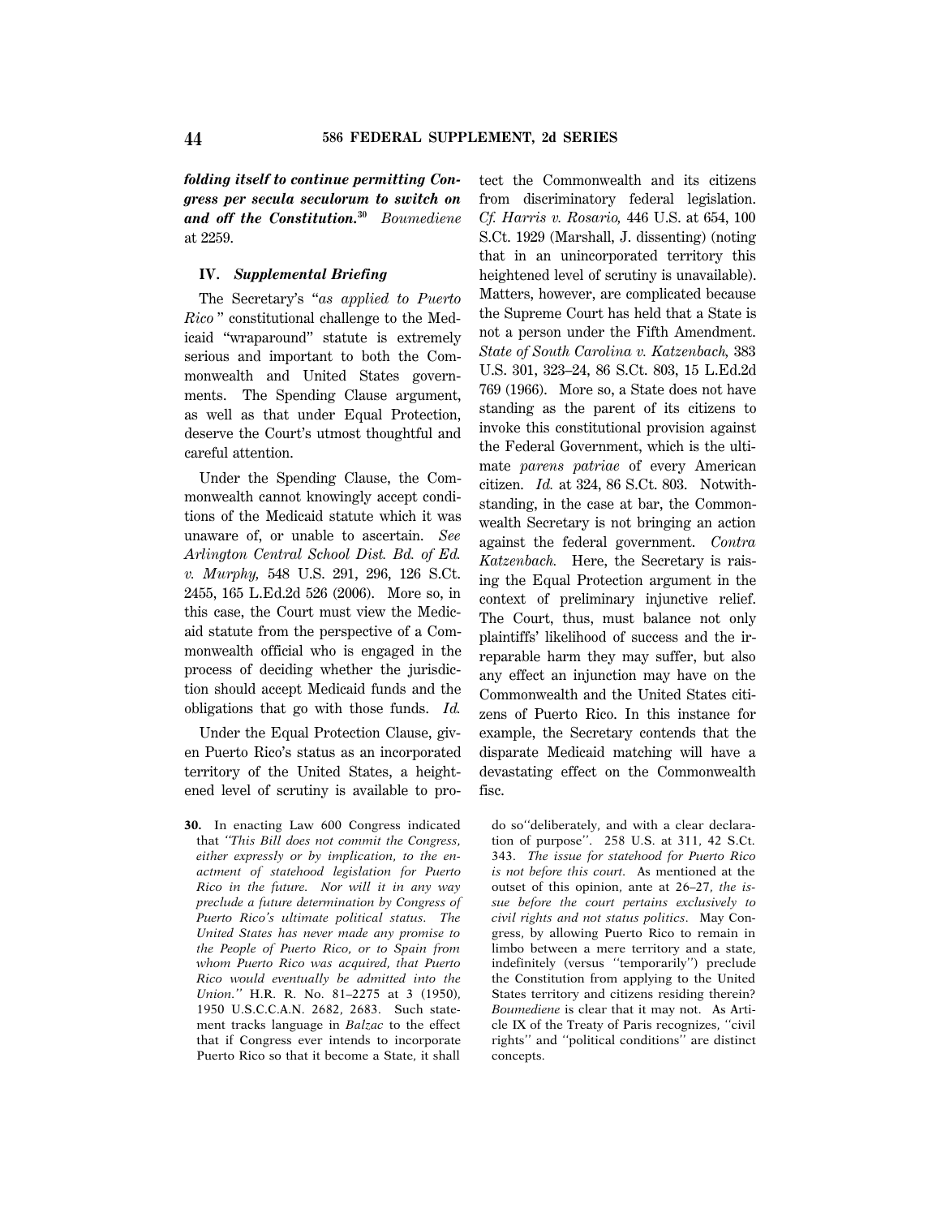***folding itself to continue permitting Congress per secula seculorum to switch on and off the Constitution.***[30] *Boumediene* at 2259.

## IV. *Supplemental Briefing*

The Secretary's "*as applied to Puerto Rico*" constitutional challenge to the Medicaid "wraparound" statute is extremely serious and important to both the Commonwealth and United States governments. The Spending Clause argument, as well as that under Equal Protection, deserve the Court's utmost thoughtful and careful attention.

Under the Spending Clause, the Commonwealth cannot knowingly accept conditions of the Medicaid statute which it was unaware of, or unable to ascertain. *See Arlington Central School Dist. Bd. of Ed. v. Murphy,* 548 U.S. 291, 296, 126 S.Ct. 2455, 165 L.Ed.2d 526 (2006). More so, in this case, the Court must view the Medicaid statute from the perspective of a Commonwealth official who is engaged in the process of deciding whether the jurisdiction should accept Medicaid funds and the obligations that go with those funds. *Id.*

Under the Equal Protection Clause, given Puerto Rico's status as an incorporated territory of the United States, a heightened level of scrutiny is available to protect the Commonwealth and its citizens from discriminatory federal legislation. *Cf. Harris v. Rosario,* 446 U.S. at 654, 100 S.Ct. 1929 (Marshall, J. dissenting) (noting that in an unincorporated territory this heightened level of scrutiny is unavailable). Matters, however, are complicated because the Supreme Court has held that a State is not a person under the Fifth Amendment. *State of South Carolina v. Katzenbach,* 383 U.S. 301, 323–24, 86 S.Ct. 803, 15 L.Ed.2d 769 (1966). More so, a State does not have standing as the parent of its citizens to invoke this constitutional provision against the Federal Government, which is the ultimate *parens patriae* of every American citizen. *Id.* at 324, 86 S.Ct. 803. Notwithstanding, in the case at bar, the Commonwealth Secretary is not bringing an action against the federal government. *Contra Katzenbach.* Here, the Secretary is raising the Equal Protection argument in the context of preliminary injunctive relief. The Court, thus, must balance not only plaintiffs' likelihood of success and the irreparable harm they may suffer, but also any effect an injunction may have on the Commonwealth and the United States citizens of Puerto Rico. In this instance for example, the Secretary contends that the disparate Medicaid matching will have a devastating effect on the Commonwealth fisc.

---

**30.** In enacting Law 600 Congress indicated that *"This Bill does not commit the Congress, either expressly or by implication, to the enactment of statehood legislation for Puerto Rico in the future. Nor will it in any way preclude a future determination by Congress of Puerto Rico's ultimate political status. The United States has never made any promise to the People of Puerto Rico, or to Spain from whom Puerto Rico was acquired, that Puerto Rico would eventually be admitted into the Union."* H.R. R. No. 81–2275 at 3 (1950), 1950 U.S.C.C.A.N. 2682, 2683. Such statement tracks language in *Balzac* to the effect that if Congress ever intends to incorporate Puerto Rico so that it become a State, it shall do so"deliberately, and with a clear declaration of purpose". 258 U.S. at 311, 42 S.Ct. 343. *The issue for statehood for Puerto Rico is not before this court.* As mentioned at the outset of this opinion, ante at 26–27, *the issue before the court pertains exclusively to civil rights and not status politics*. May Congress, by allowing Puerto Rico to remain in limbo between a mere territory and a state, indefinitely (versus "temporarily") preclude the Constitution from applying to the United States territory and citizens residing therein? *Boumediene* is clear that it may not. As Article IX of the Treaty of Paris recognizes, "civil rights" and "political conditions" are distinct concepts.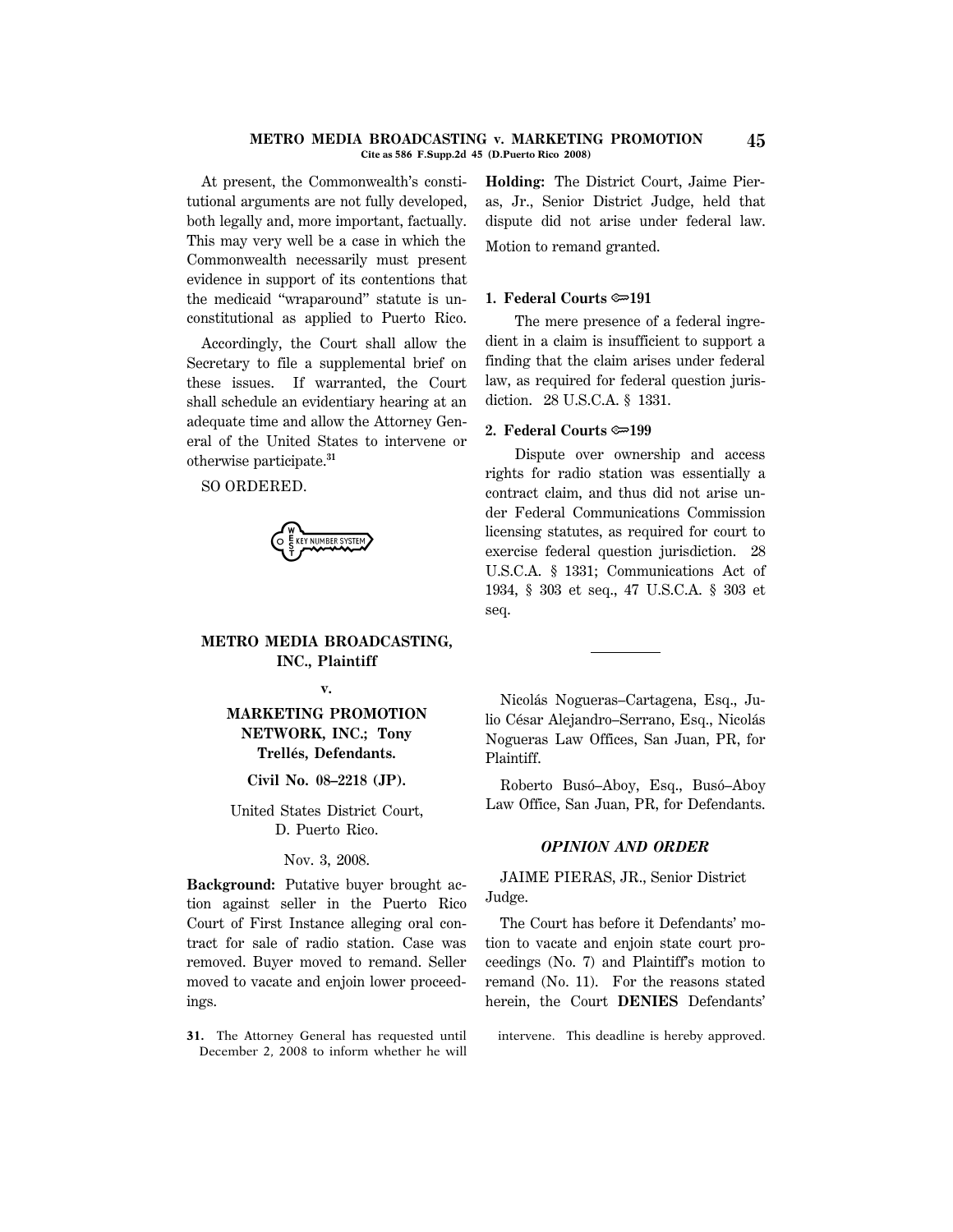At present, the Commonwealth's constitutional arguments are not fully developed, both legally and, more important, factually. This may very well be a case in which the Commonwealth necessarily must present evidence in support of its contentions that the medicaid "wraparound" statute is unconstitutional as applied to Puerto Rico.

Accordingly, the Court shall allow the Secretary to file a supplemental brief on these issues. If warranted, the Court shall schedule an evidentiary hearing at an adequate time and allow the Attorney General of the United States to intervene or otherwise participate.[31]

SO ORDERED.

**METRO MEDIA BROADCASTING, INC., Plaintiff**

**v.**

**MARKETING PROMOTION NETWORK, INC.; Tony Trellés, Defendants.**

**Civil No. 08–2218 (JP).**

United States District Court, D. Puerto Rico.

Nov. 3, 2008.

**Background:** Putative buyer brought action against seller in the Puerto Rico Court of First Instance alleging oral contract for sale of radio station. Case was removed. Buyer moved to remand. Seller moved to vacate and enjoin lower proceedings.

**Holding:** The District Court, Jaime Pieras, Jr., Senior District Judge, held that dispute did not arise under federal law.

Motion to remand granted.

**1. Federal Courts ⚷191**

The mere presence of a federal ingredient in a claim is insufficient to support a finding that the claim arises under federal law, as required for federal question jurisdiction. 28 U.S.C.A. § 1331.

**2. Federal Courts ⚷199**

Dispute over ownership and access rights for radio station was essentially a contract claim, and thus did not arise under Federal Communications Commission licensing statutes, as required for court to exercise federal question jurisdiction. 28 U.S.C.A. § 1331; Communications Act of 1934, § 303 et seq., 47 U.S.C.A. § 303 et seq.

---

Nicolás Nogueras–Cartagena, Esq., Julio César Alejandro–Serrano, Esq., Nicolás Nogueras Law Offices, San Juan, PR, for Plaintiff.

Roberto Busó–Aboy, Esq., Busó–Aboy Law Office, San Juan, PR, for Defendants.

### *OPINION AND ORDER*

JAIME PIERAS, JR., Senior District Judge.

The Court has before it Defendants' motion to vacate and enjoin state court proceedings (No. 7) and Plaintiff's motion to remand (No. 11). For the reasons stated herein, the Court **DENIES** Defendants'

---

31. The Attorney General has requested until December 2, 2008 to inform whether he will intervene. This deadline is hereby approved.